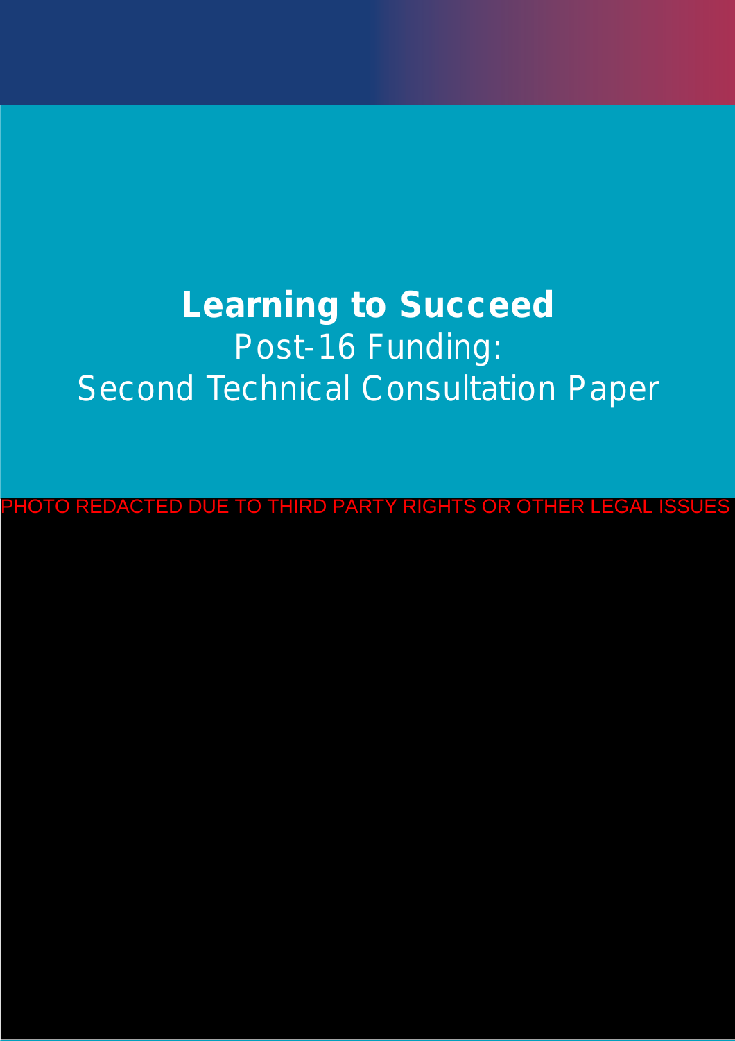# Learning to Succeed

## Post-16 Funding:
## Second Technical Consultation Paper

PHOTO REDACTED DUE TO THIRD PARTY RIGHTS OR OTHER LEGAL ISSUES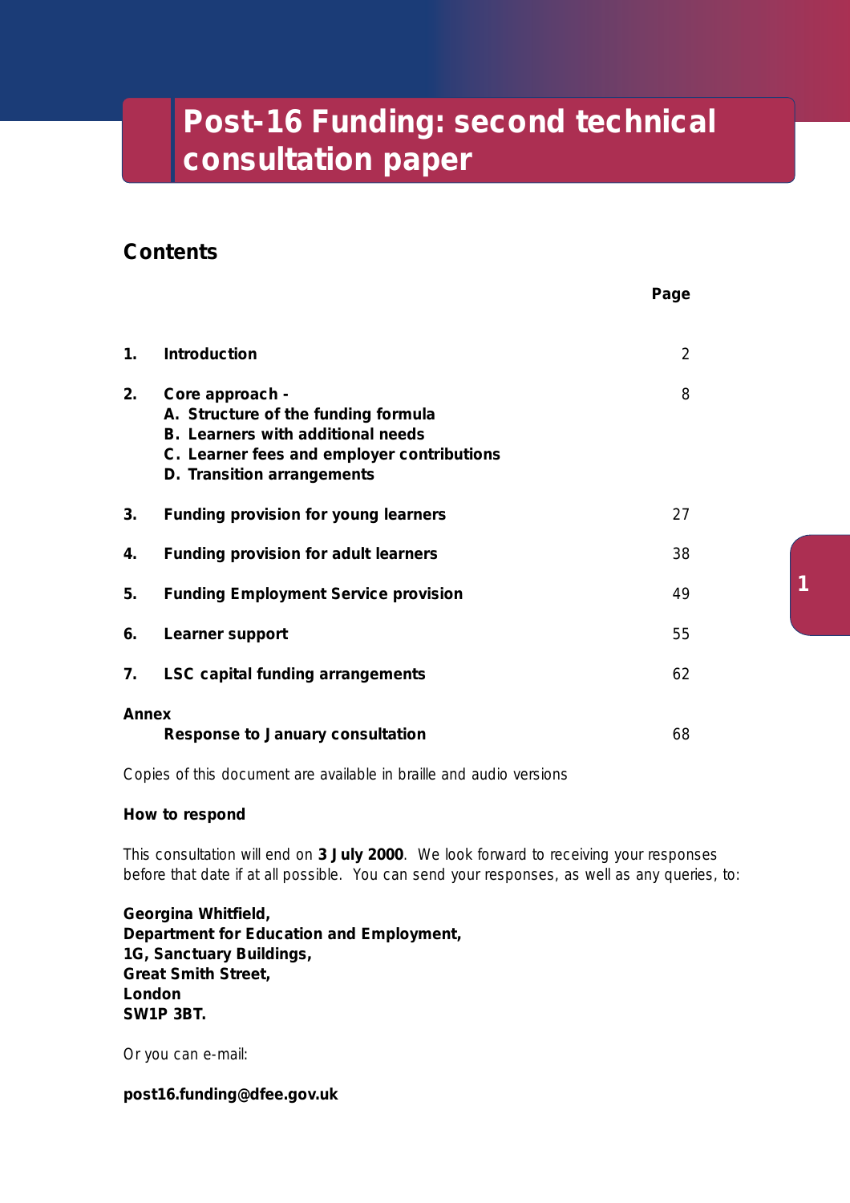# Post-16 Funding: second technical consultation paper

## Contents

| | | Page |
|---|---|---|
| 1. | **Introduction** | 2 |
| 2. | **Core approach -**<br>**A. Structure of the funding formula**<br>**B. Learners with additional needs**<br>**C. Learner fees and employer contributions**<br>**D. Transition arrangements** | 8 |
| 3. | **Funding provision for young learners** | 27 |
| 4. | **Funding provision for adult learners** | 38 |
| 5. | **Funding Employment Service provision** | 49 |
| 6. | **Learner support** | 55 |
| 7. | **LSC capital funding arrangements** | 62 |
| **Annex** | **Response to January consultation** | 68 |

Copies of this document are available in braille and audio versions

**How to respond**

This consultation will end on **3 July 2000**. We look forward to receiving your responses before that date if at all possible. You can send your responses, as well as any queries, to:

**Georgina Whitfield,**
**Department for Education and Employment,**
**1G, Sanctuary Buildings,**
**Great Smith Street,**
**London**
**SW1P 3BT.**

Or you can e-mail:

**post16.funding@dfee.gov.uk**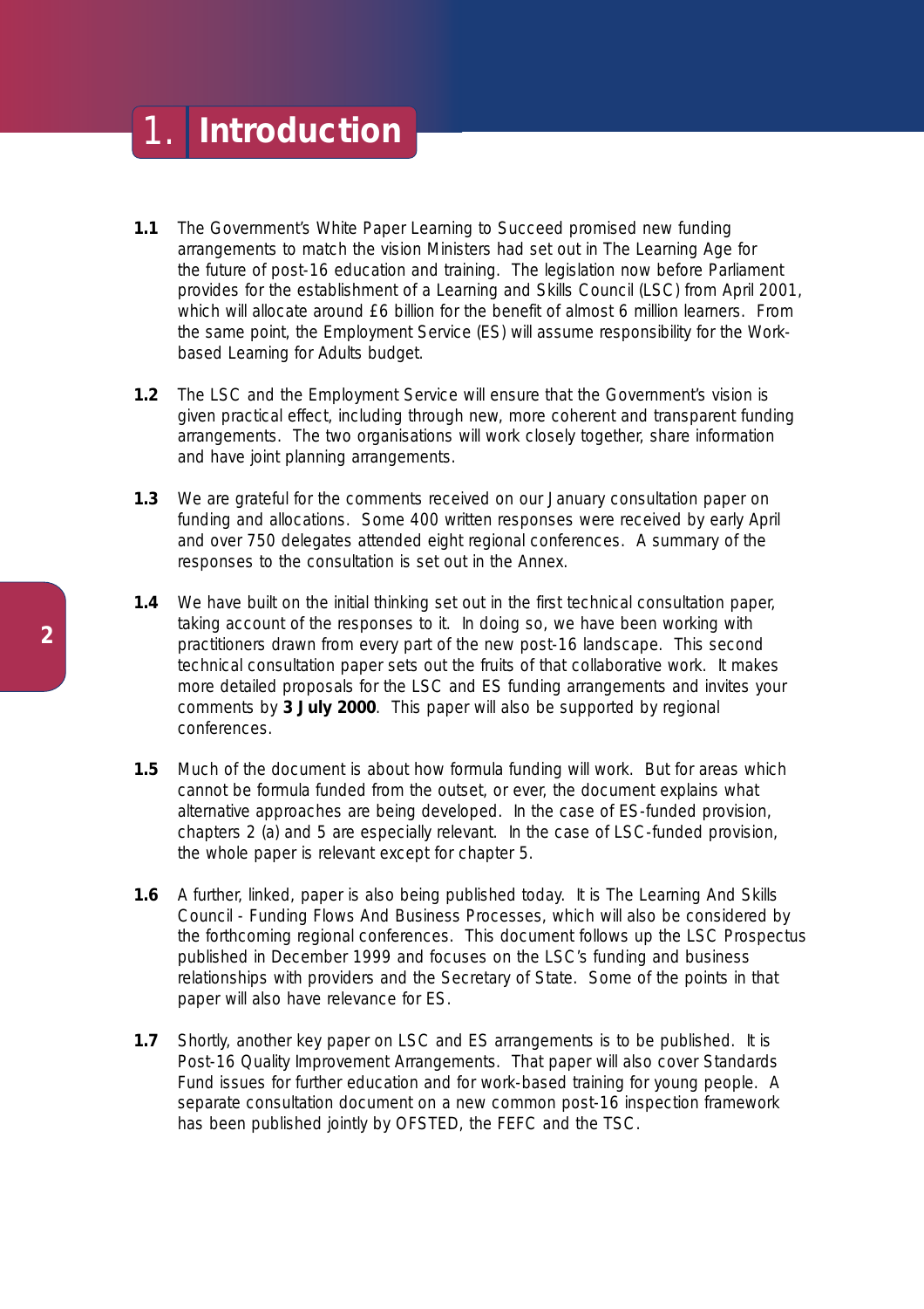# 1. Introduction

**1.1** The Government's White Paper Learning to Succeed promised new funding arrangements to match the vision Ministers had set out in The Learning Age for the future of post-16 education and training. The legislation now before Parliament provides for the establishment of a Learning and Skills Council (LSC) from April 2001, which will allocate around £6 billion for the benefit of almost 6 million learners. From the same point, the Employment Service (ES) will assume responsibility for the Work-based Learning for Adults budget.

**1.2** The LSC and the Employment Service will ensure that the Government's vision is given practical effect, including through new, more coherent and transparent funding arrangements. The two organisations will work closely together, share information and have joint planning arrangements.

**1.3** We are grateful for the comments received on our January consultation paper on funding and allocations. Some 400 written responses were received by early April and over 750 delegates attended eight regional conferences. A summary of the responses to the consultation is set out in the Annex.

**1.4** We have built on the initial thinking set out in the first technical consultation paper, taking account of the responses to it. In doing so, we have been working with practitioners drawn from every part of the new post-16 landscape. This second technical consultation paper sets out the fruits of that collaborative work. It makes more detailed proposals for the LSC and ES funding arrangements and invites your comments by **3 July 2000**. This paper will also be supported by regional conferences.

**1.5** Much of the document is about how formula funding will work. But for areas which cannot be formula funded from the outset, or ever, the document explains what alternative approaches are being developed. In the case of ES-funded provision, chapters 2 (a) and 5 are especially relevant. In the case of LSC-funded provision, the whole paper is relevant except for chapter 5.

**1.6** A further, linked, paper is also being published today. It is The Learning And Skills Council - Funding Flows And Business Processes, which will also be considered by the forthcoming regional conferences. This document follows up the LSC Prospectus published in December 1999 and focuses on the LSC's funding and business relationships with providers and the Secretary of State. Some of the points in that paper will also have relevance for ES.

**1.7** Shortly, another key paper on LSC and ES arrangements is to be published. It is Post-16 Quality Improvement Arrangements. That paper will also cover Standards Fund issues for further education and for work-based training for young people. A separate consultation document on a new common post-16 inspection framework has been published jointly by OFSTED, the FEFC and the TSC.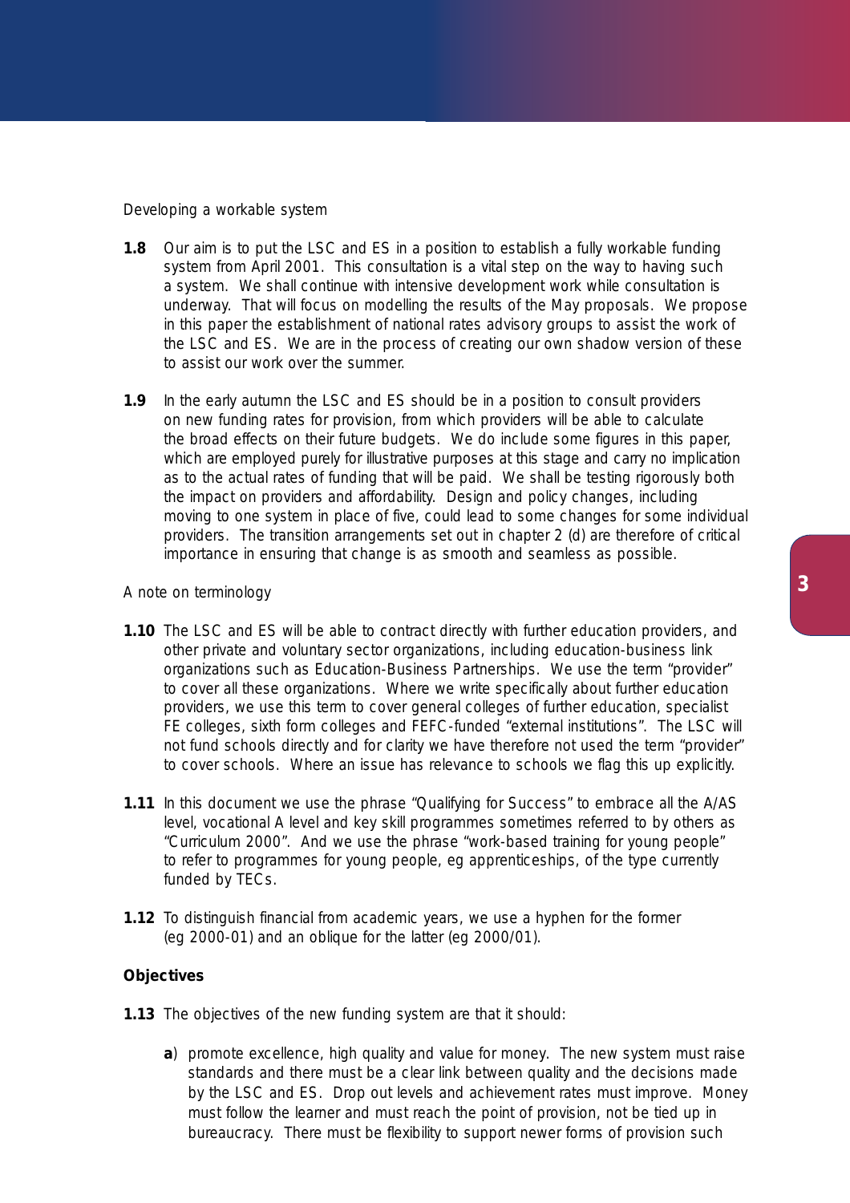Developing a workable system

**1.8** Our aim is to put the LSC and ES in a position to establish a fully workable funding system from April 2001. This consultation is a vital step on the way to having such a system. We shall continue with intensive development work while consultation is underway. That will focus on modelling the results of the May proposals. We propose in this paper the establishment of national rates advisory groups to assist the work of the LSC and ES. We are in the process of creating our own shadow version of these to assist our work over the summer.

**1.9** In the early autumn the LSC and ES should be in a position to consult providers on new funding rates for provision, from which providers will be able to calculate the broad effects on their future budgets. We do include some figures in this paper, which are employed purely for illustrative purposes at this stage and carry no implication as to the actual rates of funding that will be paid. We shall be testing rigorously both the impact on providers and affordability. Design and policy changes, including moving to one system in place of five, could lead to some changes for some individual providers. The transition arrangements set out in chapter 2 (d) are therefore of critical importance in ensuring that change is as smooth and seamless as possible.

A note on terminology

**1.10** The LSC and ES will be able to contract directly with further education providers, and other private and voluntary sector organizations, including education-business link organizations such as Education-Business Partnerships. We use the term "provider" to cover all these organizations. Where we write specifically about further education providers, we use this term to cover general colleges of further education, specialist FE colleges, sixth form colleges and FEFC-funded "external institutions". The LSC will not fund schools directly and for clarity we have therefore not used the term "provider" to cover schools. Where an issue has relevance to schools we flag this up explicitly.

**1.11** In this document we use the phrase "Qualifying for Success" to embrace all the A/AS level, vocational A level and key skill programmes sometimes referred to by others as "Curriculum 2000". And we use the phrase "work-based training for young people" to refer to programmes for young people, eg apprenticeships, of the type currently funded by TECs.

**1.12** To distinguish financial from academic years, we use a hyphen for the former (eg 2000-01) and an oblique for the latter (eg 2000/01).

**Objectives**

**1.13** The objectives of the new funding system are that it should:

**a**) promote excellence, high quality and value for money. The new system must raise standards and there must be a clear link between quality and the decisions made by the LSC and ES. Drop out levels and achievement rates must improve. Money must follow the learner and must reach the point of provision, not be tied up in bureaucracy. There must be flexibility to support newer forms of provision such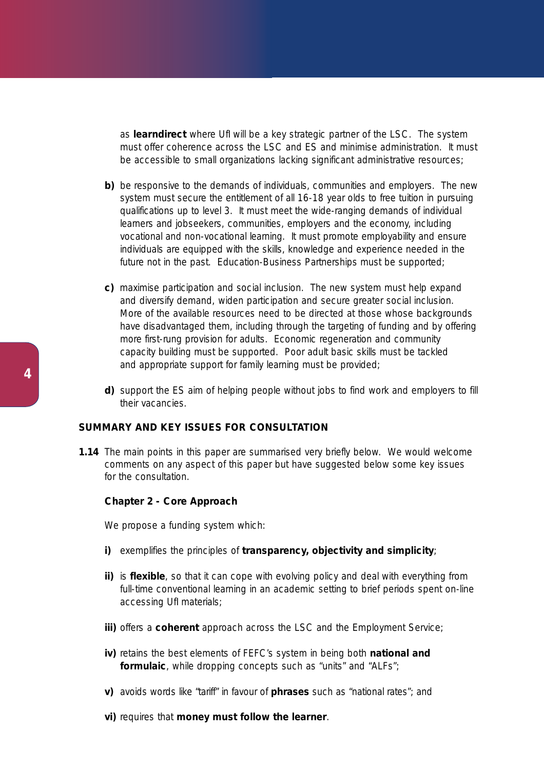as **learndirect** where Ufl will be a key strategic partner of the LSC. The system must offer coherence across the LSC and ES and minimise administration. It must be accessible to small organizations lacking significant administrative resources;

**b)** be responsive to the demands of individuals, communities and employers. The new system must secure the entitlement of all 16-18 year olds to free tuition in pursuing qualifications up to level 3. It must meet the wide-ranging demands of individual learners and jobseekers, communities, employers and the economy, including vocational and non-vocational learning. It must promote employability and ensure individuals are equipped with the skills, knowledge and experience needed in the future not in the past. Education-Business Partnerships must be supported;

**c)** maximise participation and social inclusion. The new system must help expand and diversify demand, widen participation and secure greater social inclusion. More of the available resources need to be directed at those whose backgrounds have disadvantaged them, including through the targeting of funding and by offering more first-rung provision for adults. Economic regeneration and community capacity building must be supported. Poor adult basic skills must be tackled and appropriate support for family learning must be provided;

**d)** support the ES aim of helping people without jobs to find work and employers to fill their vacancies.

## SUMMARY AND KEY ISSUES FOR CONSULTATION

**1.14** The main points in this paper are summarised very briefly below. We would welcome comments on any aspect of this paper but have suggested below some key issues for the consultation.

### Chapter 2 - Core Approach

We propose a funding system which:

**i)** exemplifies the principles of **transparency, objectivity and simplicity**;

**ii)** is **flexible**, so that it can cope with evolving policy and deal with everything from full-time conventional learning in an academic setting to brief periods spent on-line accessing Ufl materials;

**iii)** offers a **coherent** approach across the LSC and the Employment Service;

**iv)** retains the best elements of FEFC's system in being both **national and formulaic**, while dropping concepts such as "units" and "ALFs";

**v)** avoids words like "tariff" in favour of **phrases** such as "national rates"; and

**vi)** requires that **money must follow the learner**.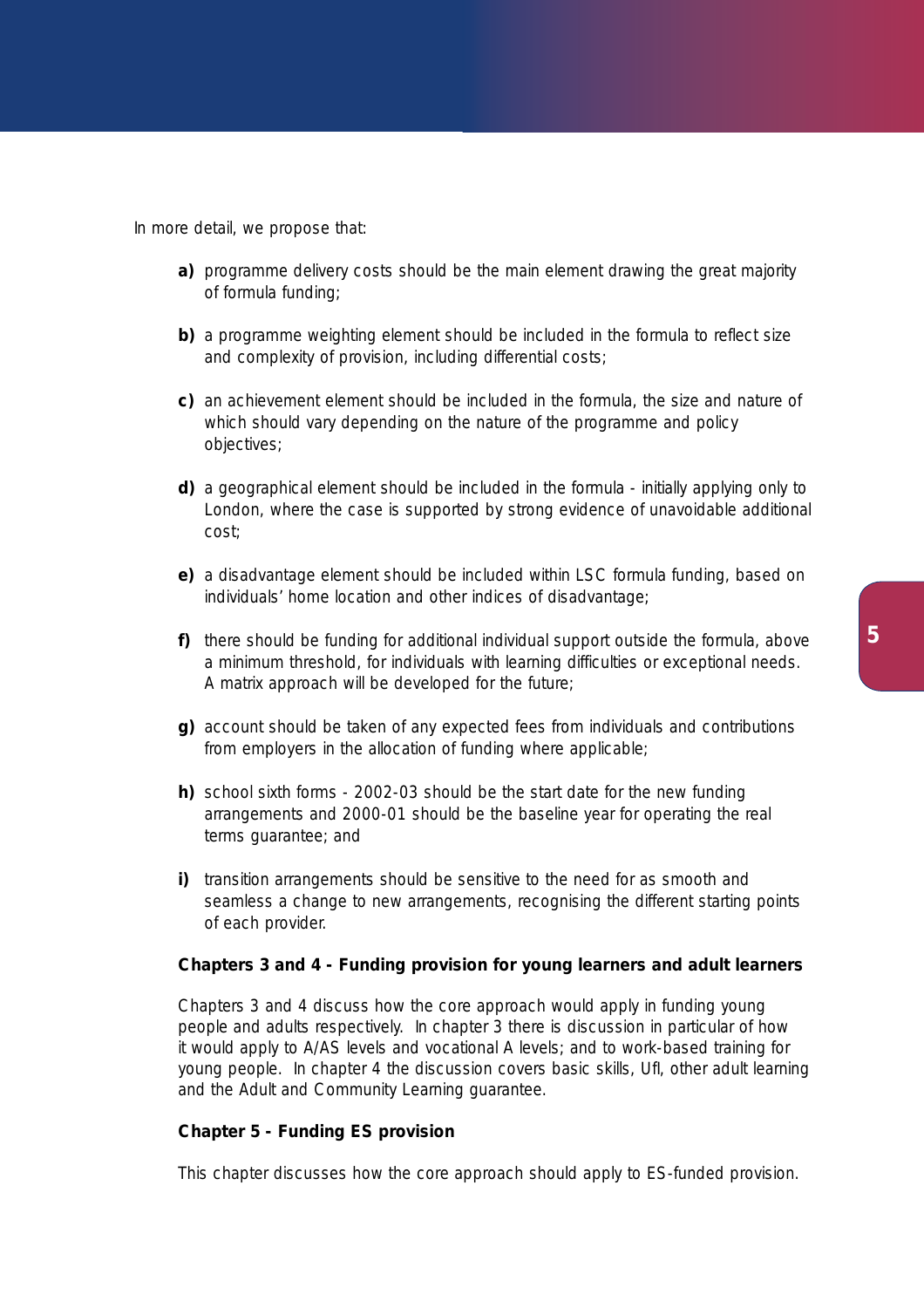In more detail, we propose that:

**a)** programme delivery costs should be the main element drawing the great majority of formula funding;

**b)** a programme weighting element should be included in the formula to reflect size and complexity of provision, including differential costs;

**c)** an achievement element should be included in the formula, the size and nature of which should vary depending on the nature of the programme and policy objectives;

**d)** a geographical element should be included in the formula - initially applying only to London, where the case is supported by strong evidence of unavoidable additional cost;

**e)** a disadvantage element should be included within LSC formula funding, based on individuals' home location and other indices of disadvantage;

**f)** there should be funding for additional individual support outside the formula, above a minimum threshold, for individuals with learning difficulties or exceptional needs. A matrix approach will be developed for the future;

**g)** account should be taken of any expected fees from individuals and contributions from employers in the allocation of funding where applicable;

**h)** school sixth forms - 2002-03 should be the start date for the new funding arrangements and 2000-01 should be the baseline year for operating the real terms guarantee; and

**i)** transition arrangements should be sensitive to the need for as smooth and seamless a change to new arrangements, recognising the different starting points of each provider.

**Chapters 3 and 4 - Funding provision for young learners and adult learners**

Chapters 3 and 4 discuss how the core approach would apply in funding young people and adults respectively. In chapter 3 there is discussion in particular of how it would apply to A/AS levels and vocational A levels; and to work-based training for young people. In chapter 4 the discussion covers basic skills, UfI, other adult learning and the Adult and Community Learning guarantee.

**Chapter 5 - Funding ES provision**

This chapter discusses how the core approach should apply to ES-funded provision.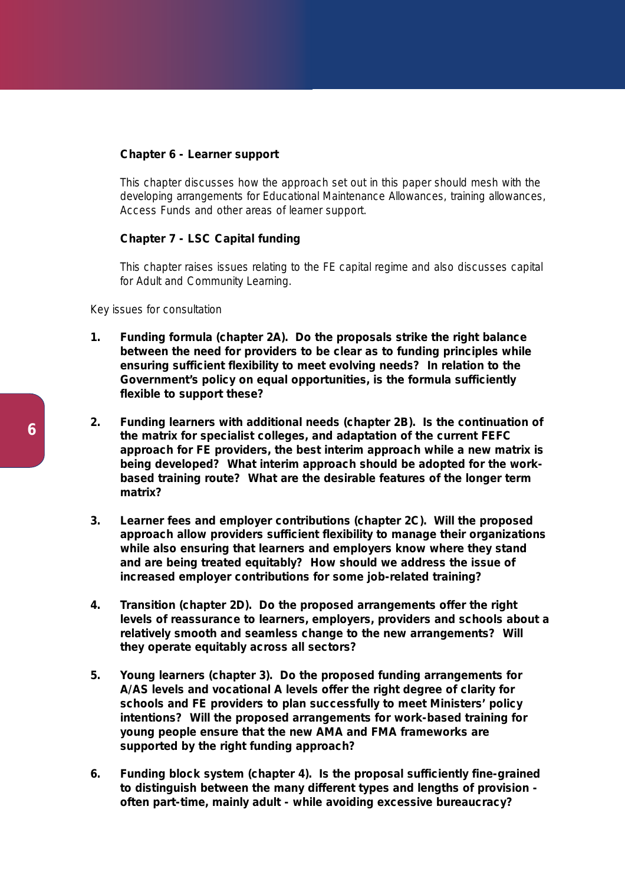**Chapter 6 - Learner support**

This chapter discusses how the approach set out in this paper should mesh with the developing arrangements for Educational Maintenance Allowances, training allowances, Access Funds and other areas of learner support.

**Chapter 7 - LSC Capital funding**

This chapter raises issues relating to the FE capital regime and also discusses capital for Adult and Community Learning.

Key issues for consultation

1. **Funding formula (chapter 2A). Do the proposals strike the right balance between the need for providers to be clear as to funding principles while ensuring sufficient flexibility to meet evolving needs? In relation to the Government's policy on equal opportunities, is the formula sufficiently flexible to support these?**

2. **Funding learners with additional needs (chapter 2B). Is the continuation of the matrix for specialist colleges, and adaptation of the current FEFC approach for FE providers, the best interim approach while a new matrix is being developed? What interim approach should be adopted for the work-based training route? What are the desirable features of the longer term matrix?**

3. **Learner fees and employer contributions (chapter 2C). Will the proposed approach allow providers sufficient flexibility to manage their organizations while also ensuring that learners and employers know where they stand and are being treated equitably? How should we address the issue of increased employer contributions for some job-related training?**

4. **Transition (chapter 2D). Do the proposed arrangements offer the right levels of reassurance to learners, employers, providers and schools about a relatively smooth and seamless change to the new arrangements? Will they operate equitably across all sectors?**

5. **Young learners (chapter 3). Do the proposed funding arrangements for A/AS levels and vocational A levels offer the right degree of clarity for schools and FE providers to plan successfully to meet Ministers' policy intentions? Will the proposed arrangements for work-based training for young people ensure that the new AMA and FMA frameworks are supported by the right funding approach?**

6. **Funding block system (chapter 4). Is the proposal sufficiently fine-grained to distinguish between the many different types and lengths of provision - often part-time, mainly adult - while avoiding excessive bureaucracy?**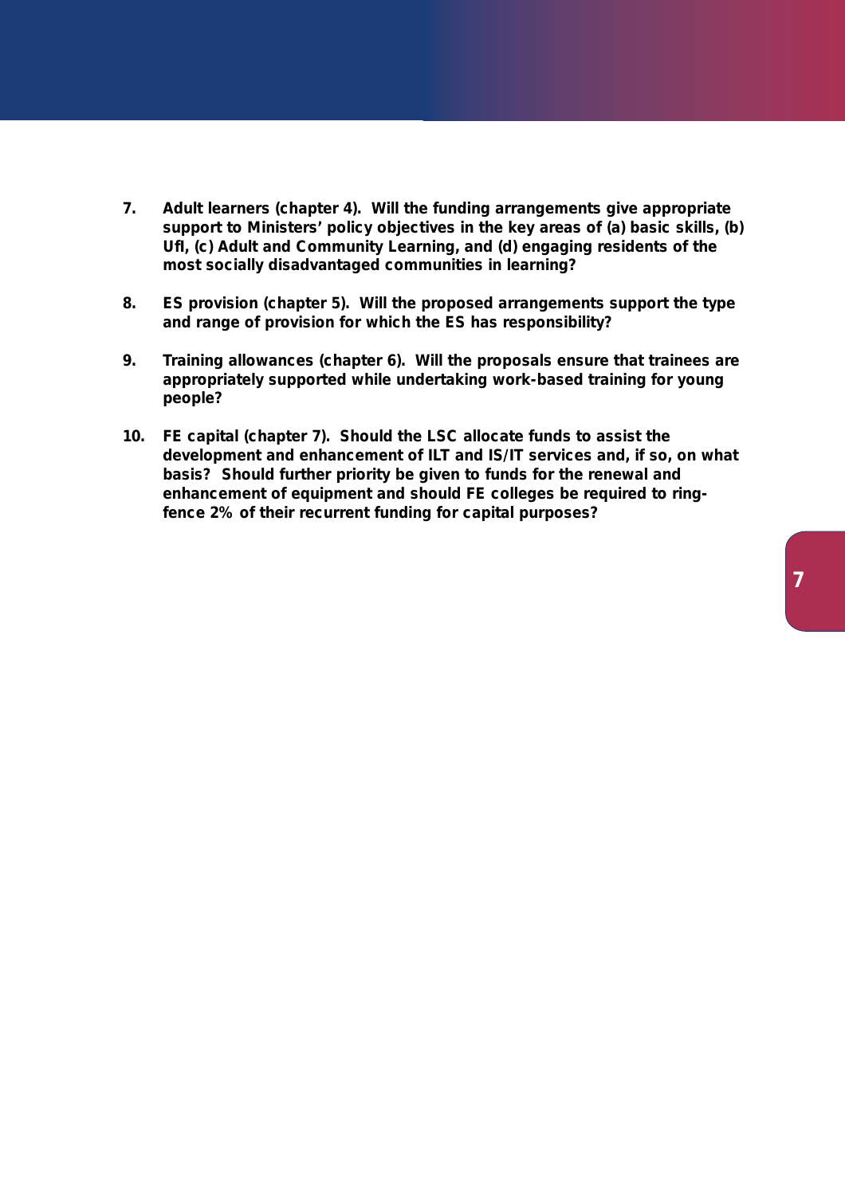7. **Adult learners (chapter 4). Will the funding arrangements give appropriate support to Ministers' policy objectives in the key areas of (a) basic skills, (b) UfI, (c) Adult and Community Learning, and (d) engaging residents of the most socially disadvantaged communities in learning?**

8. **ES provision (chapter 5). Will the proposed arrangements support the type and range of provision for which the ES has responsibility?**

9. **Training allowances (chapter 6). Will the proposals ensure that trainees are appropriately supported while undertaking work-based training for young people?**

10. **FE capital (chapter 7). Should the LSC allocate funds to assist the development and enhancement of ILT and IS/IT services and, if so, on what basis? Should further priority be given to funds for the renewal and enhancement of equipment and should FE colleges be required to ring-fence 2% of their recurrent funding for capital purposes?**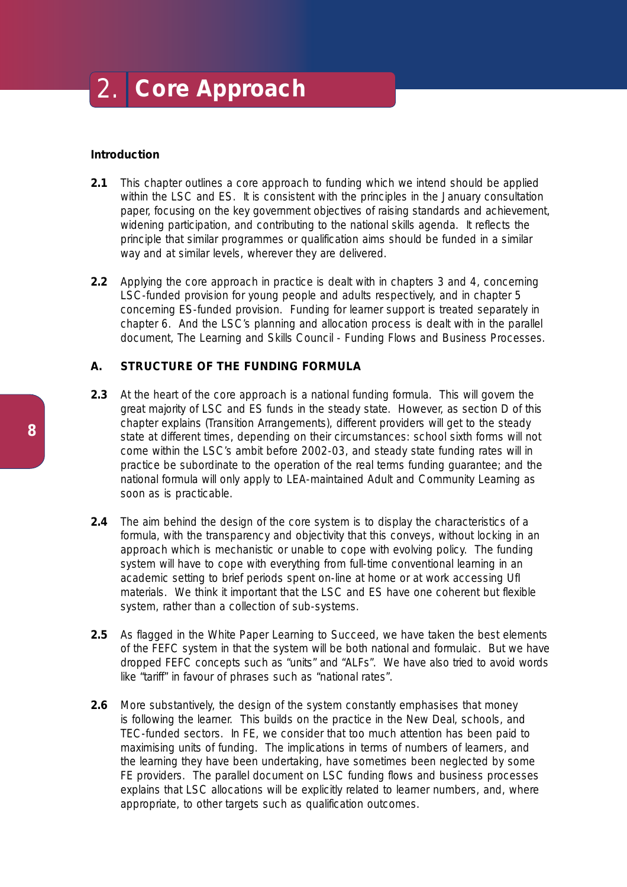# 2. Core Approach

**Introduction**

**2.1** This chapter outlines a core approach to funding which we intend should be applied within the LSC and ES. It is consistent with the principles in the January consultation paper, focusing on the key government objectives of raising standards and achievement, widening participation, and contributing to the national skills agenda. It reflects the principle that similar programmes or qualification aims should be funded in a similar way and at similar levels, wherever they are delivered.

**2.2** Applying the core approach in practice is dealt with in chapters 3 and 4, concerning LSC-funded provision for young people and adults respectively, and in chapter 5 concerning ES-funded provision. Funding for learner support is treated separately in chapter 6. And the LSC's planning and allocation process is dealt with in the parallel document, The Learning and Skills Council - Funding Flows and Business Processes.

## A. STRUCTURE OF THE FUNDING FORMULA

**2.3** At the heart of the core approach is a national funding formula. This will govern the great majority of LSC and ES funds in the steady state. However, as section D of this chapter explains (Transition Arrangements), different providers will get to the steady state at different times, depending on their circumstances: school sixth forms will not come within the LSC's ambit before 2002-03, and steady state funding rates will in practice be subordinate to the operation of the real terms funding guarantee; and the national formula will only apply to LEA-maintained Adult and Community Learning as soon as is practicable.

**2.4** The aim behind the design of the core system is to display the characteristics of a formula, with the transparency and objectivity that this conveys, without locking in an approach which is mechanistic or unable to cope with evolving policy. The funding system will have to cope with everything from full-time conventional learning in an academic setting to brief periods spent on-line at home or at work accessing UfI materials. We think it important that the LSC and ES have one coherent but flexible system, rather than a collection of sub-systems.

**2.5** As flagged in the White Paper Learning to Succeed, we have taken the best elements of the FEFC system in that the system will be both national and formulaic. But we have dropped FEFC concepts such as "units" and "ALFs". We have also tried to avoid words like "tariff" in favour of phrases such as "national rates".

**2.6** More substantively, the design of the system constantly emphasises that money is following the learner. This builds on the practice in the New Deal, schools, and TEC-funded sectors. In FE, we consider that too much attention has been paid to maximising units of funding. The implications in terms of numbers of learners, and the learning they have been undertaking, have sometimes been neglected by some FE providers. The parallel document on LSC funding flows and business processes explains that LSC allocations will be explicitly related to learner numbers, and, where appropriate, to other targets such as qualification outcomes.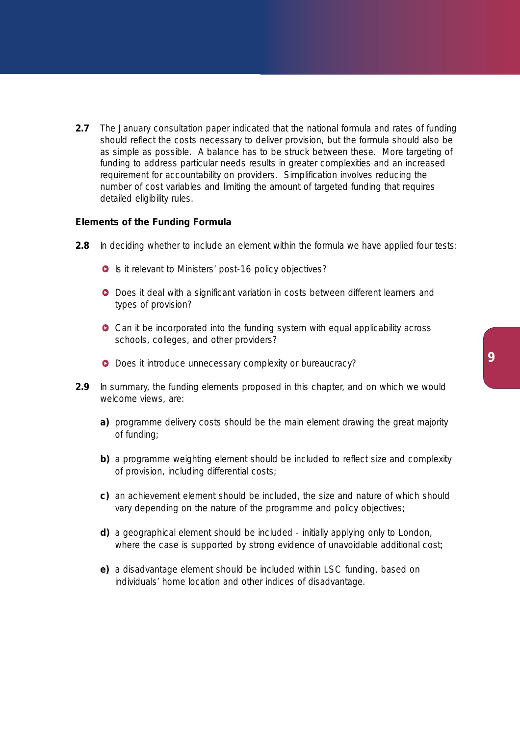**2.7** The January consultation paper indicated that the national formula and rates of funding should reflect the costs necessary to deliver provision, but the formula should also be as simple as possible. A balance has to be struck between these. More targeting of funding to address particular needs results in greater complexities and an increased requirement for accountability on providers. Simplification involves reducing the number of cost variables and limiting the amount of targeted funding that requires detailed eligibility rules.

**Elements of the Funding Formula**

**2.8** In deciding whether to include an element within the formula we have applied four tests:

- Is it relevant to Ministers' post-16 policy objectives?
- Does it deal with a significant variation in costs between different learners and types of provision?
- Can it be incorporated into the funding system with equal applicability across schools, colleges, and other providers?
- Does it introduce unnecessary complexity or bureaucracy?

**2.9** In summary, the funding elements proposed in this chapter, and on which we would welcome views, are:

**a)** programme delivery costs should be the main element drawing the great majority of funding;

**b)** a programme weighting element should be included to reflect size and complexity of provision, including differential costs;

**c)** an achievement element should be included, the size and nature of which should vary depending on the nature of the programme and policy objectives;

**d)** a geographical element should be included - initially applying only to London, where the case is supported by strong evidence of unavoidable additional cost;

**e)** a disadvantage element should be included within LSC funding, based on individuals' home location and other indices of disadvantage.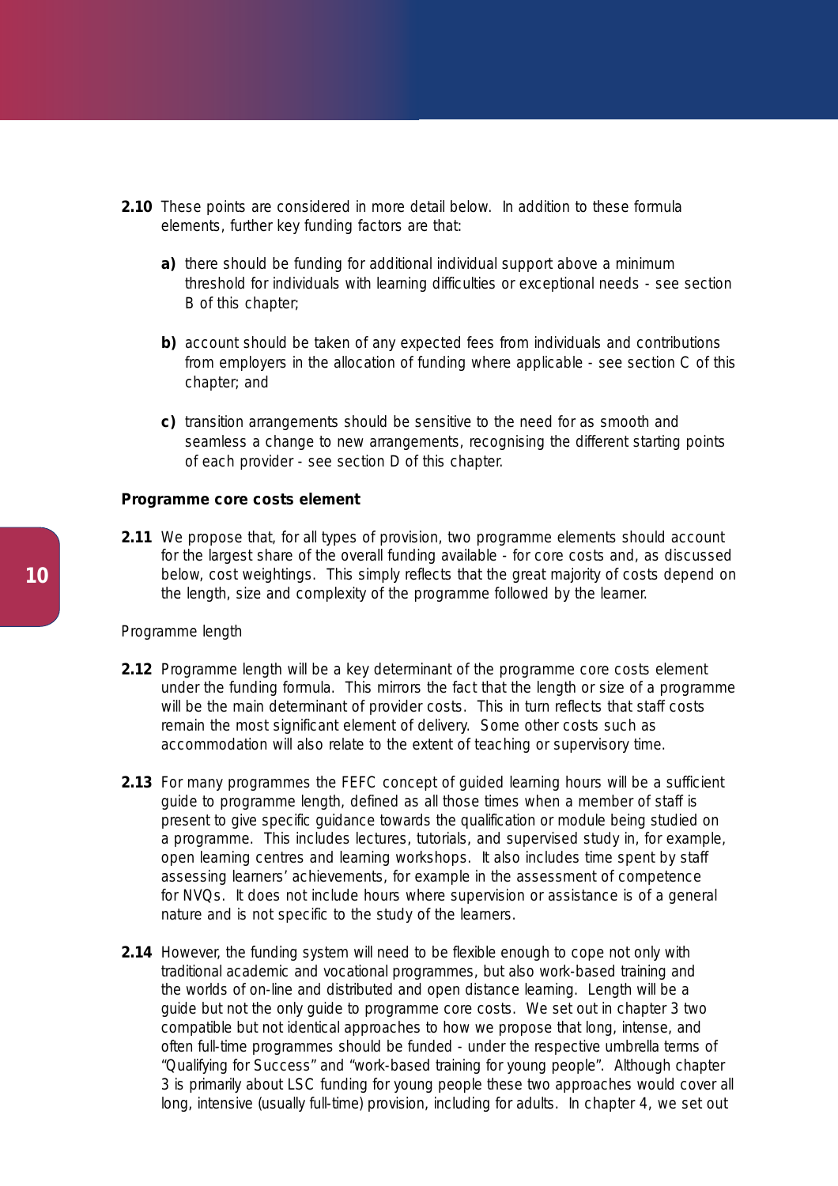**2.10** These points are considered in more detail below. In addition to these formula elements, further key funding factors are that:

**a)** there should be funding for additional individual support above a minimum threshold for individuals with learning difficulties or exceptional needs - see section B of this chapter;

**b)** account should be taken of any expected fees from individuals and contributions from employers in the allocation of funding where applicable - see section C of this chapter; and

**c)** transition arrangements should be sensitive to the need for as smooth and seamless a change to new arrangements, recognising the different starting points of each provider - see section D of this chapter.

**Programme core costs element**

**2.11** We propose that, for all types of provision, two programme elements should account for the largest share of the overall funding available - for core costs and, as discussed below, cost weightings. This simply reflects that the great majority of costs depend on the length, size and complexity of the programme followed by the learner.

Programme length

**2.12** Programme length will be a key determinant of the programme core costs element under the funding formula. This mirrors the fact that the length or size of a programme will be the main determinant of provider costs. This in turn reflects that staff costs remain the most significant element of delivery. Some other costs such as accommodation will also relate to the extent of teaching or supervisory time.

**2.13** For many programmes the FEFC concept of guided learning hours will be a sufficient guide to programme length, defined as all those times when a member of staff is present to give specific guidance towards the qualification or module being studied on a programme. This includes lectures, tutorials, and supervised study in, for example, open learning centres and learning workshops. It also includes time spent by staff assessing learners' achievements, for example in the assessment of competence for NVQs. It does not include hours where supervision or assistance is of a general nature and is not specific to the study of the learners.

**2.14** However, the funding system will need to be flexible enough to cope not only with traditional academic and vocational programmes, but also work-based training and the worlds of on-line and distributed and open distance learning. Length will be a guide but not the only guide to programme core costs. We set out in chapter 3 two compatible but not identical approaches to how we propose that long, intense, and often full-time programmes should be funded - under the respective umbrella terms of "Qualifying for Success" and "work-based training for young people". Although chapter 3 is primarily about LSC funding for young people these two approaches would cover all long, intensive (usually full-time) provision, including for adults. In chapter 4, we set out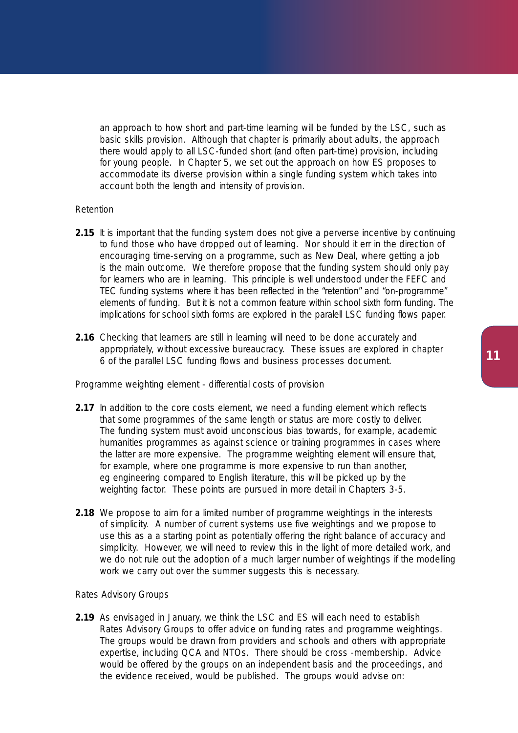an approach to how short and part-time learning will be funded by the LSC, such as basic skills provision. Although that chapter is primarily about adults, the approach there would apply to all LSC-funded short (and often part-time) provision, including for young people. In Chapter 5, we set out the approach on how ES proposes to accommodate its diverse provision within a single funding system which takes into account both the length and intensity of provision.

Retention

**2.15** It is important that the funding system does not give a perverse incentive by continuing to fund those who have dropped out of learning. Nor should it err in the direction of encouraging time-serving on a programme, such as New Deal, where getting a job is the main outcome. We therefore propose that the funding system should only pay for learners who are in learning. This principle is well understood under the FEFC and TEC funding systems where it has been reflected in the "retention" and "on-programme" elements of funding. But it is not a common feature within school sixth form funding. The implications for school sixth forms are explored in the paralell LSC funding flows paper.

**2.16** Checking that learners are still in learning will need to be done accurately and appropriately, without excessive bureaucracy. These issues are explored in chapter 6 of the parallel LSC funding flows and business processes document.

Programme weighting element - differential costs of provision

**2.17** In addition to the core costs element, we need a funding element which reflects that some programmes of the same length or status are more costly to deliver. The funding system must avoid unconscious bias towards, for example, academic humanities programmes as against science or training programmes in cases where the latter are more expensive. The programme weighting element will ensure that, for example, where one programme is more expensive to run than another, eg engineering compared to English literature, this will be picked up by the weighting factor. These points are pursued in more detail in Chapters 3-5.

**2.18** We propose to aim for a limited number of programme weightings in the interests of simplicity. A number of current systems use five weightings and we propose to use this as a a starting point as potentially offering the right balance of accuracy and simplicity. However, we will need to review this in the light of more detailed work, and we do not rule out the adoption of a much larger number of weightings if the modelling work we carry out over the summer suggests this is necessary.

Rates Advisory Groups

**2.19** As envisaged in January, we think the LSC and ES will each need to establish Rates Advisory Groups to offer advice on funding rates and programme weightings. The groups would be drawn from providers and schools and others with appropriate expertise, including QCA and NTOs. There should be cross -membership. Advice would be offered by the groups on an independent basis and the proceedings, and the evidence received, would be published. The groups would advise on: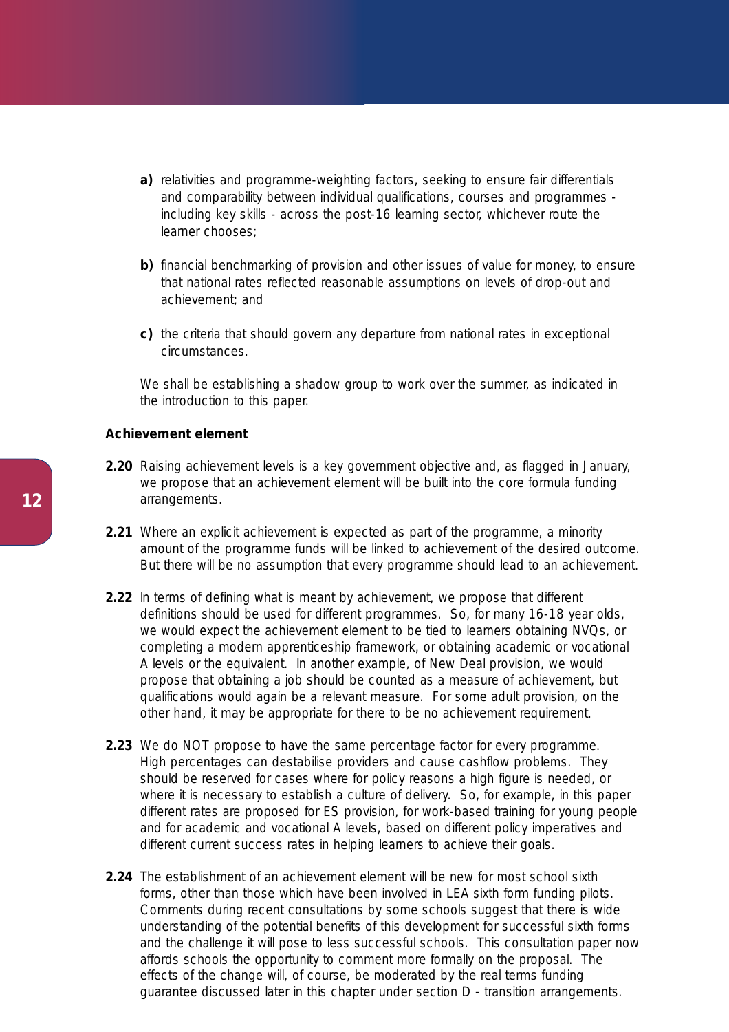**a)** relativities and programme-weighting factors, seeking to ensure fair differentials and comparability between individual qualifications, courses and programmes - including key skills - across the post-16 learning sector, whichever route the learner chooses;

**b)** financial benchmarking of provision and other issues of value for money, to ensure that national rates reflected reasonable assumptions on levels of drop-out and achievement; and

**c)** the criteria that should govern any departure from national rates in exceptional circumstances.

We shall be establishing a shadow group to work over the summer, as indicated in the introduction to this paper.

**Achievement element**

**2.20** Raising achievement levels is a key government objective and, as flagged in January, we propose that an achievement element will be built into the core formula funding arrangements.

**2.21** Where an explicit achievement is expected as part of the programme, a minority amount of the programme funds will be linked to achievement of the desired outcome. But there will be no assumption that every programme should lead to an achievement.

**2.22** In terms of defining what is meant by achievement, we propose that different definitions should be used for different programmes. So, for many 16-18 year olds, we would expect the achievement element to be tied to learners obtaining NVQs, or completing a modern apprenticeship framework, or obtaining academic or vocational A levels or the equivalent. In another example, of New Deal provision, we would propose that obtaining a job should be counted as a measure of achievement, but qualifications would again be a relevant measure. For some adult provision, on the other hand, it may be appropriate for there to be no achievement requirement.

**2.23** We do NOT propose to have the same percentage factor for every programme. High percentages can destabilise providers and cause cashflow problems. They should be reserved for cases where for policy reasons a high figure is needed, or where it is necessary to establish a culture of delivery. So, for example, in this paper different rates are proposed for ES provision, for work-based training for young people and for academic and vocational A levels, based on different policy imperatives and different current success rates in helping learners to achieve their goals.

**2.24** The establishment of an achievement element will be new for most school sixth forms, other than those which have been involved in LEA sixth form funding pilots. Comments during recent consultations by some schools suggest that there is wide understanding of the potential benefits of this development for successful sixth forms and the challenge it will pose to less successful schools. This consultation paper now affords schools the opportunity to comment more formally on the proposal. The effects of the change will, of course, be moderated by the real terms funding guarantee discussed later in this chapter under section D - transition arrangements.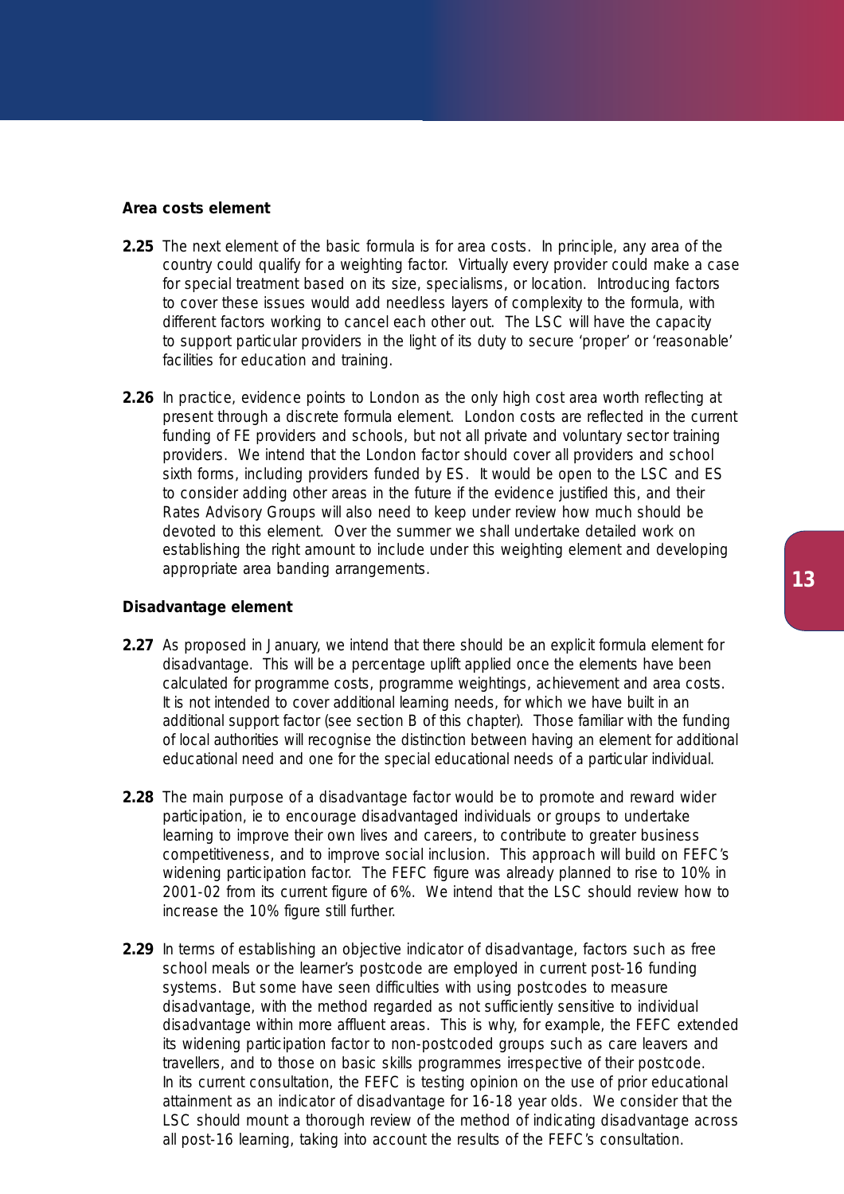### Area costs element

**2.25** The next element of the basic formula is for area costs. In principle, any area of the country could qualify for a weighting factor. Virtually every provider could make a case for special treatment based on its size, specialisms, or location. Introducing factors to cover these issues would add needless layers of complexity to the formula, with different factors working to cancel each other out. The LSC will have the capacity to support particular providers in the light of its duty to secure 'proper' or 'reasonable' facilities for education and training.

**2.26** In practice, evidence points to London as the only high cost area worth reflecting at present through a discrete formula element. London costs are reflected in the current funding of FE providers and schools, but not all private and voluntary sector training providers. We intend that the London factor should cover all providers and school sixth forms, including providers funded by ES. It would be open to the LSC and ES to consider adding other areas in the future if the evidence justified this, and their Rates Advisory Groups will also need to keep under review how much should be devoted to this element. Over the summer we shall undertake detailed work on establishing the right amount to include under this weighting element and developing appropriate area banding arrangements.

### Disadvantage element

**2.27** As proposed in January, we intend that there should be an explicit formula element for disadvantage. This will be a percentage uplift applied once the elements have been calculated for programme costs, programme weightings, achievement and area costs. It is not intended to cover additional learning needs, for which we have built in an additional support factor (see section B of this chapter). Those familiar with the funding of local authorities will recognise the distinction between having an element for additional educational need and one for the special educational needs of a particular individual.

**2.28** The main purpose of a disadvantage factor would be to promote and reward wider participation, ie to encourage disadvantaged individuals or groups to undertake learning to improve their own lives and careers, to contribute to greater business competitiveness, and to improve social inclusion. This approach will build on FEFC's widening participation factor. The FEFC figure was already planned to rise to 10% in 2001-02 from its current figure of 6%. We intend that the LSC should review how to increase the 10% figure still further.

**2.29** In terms of establishing an objective indicator of disadvantage, factors such as free school meals or the learner's postcode are employed in current post-16 funding systems. But some have seen difficulties with using postcodes to measure disadvantage, with the method regarded as not sufficiently sensitive to individual disadvantage within more affluent areas. This is why, for example, the FEFC extended its widening participation factor to non-postcoded groups such as care leavers and travellers, and to those on basic skills programmes irrespective of their postcode. In its current consultation, the FEFC is testing opinion on the use of prior educational attainment as an indicator of disadvantage for 16-18 year olds. We consider that the LSC should mount a thorough review of the method of indicating disadvantage across all post-16 learning, taking into account the results of the FEFC's consultation.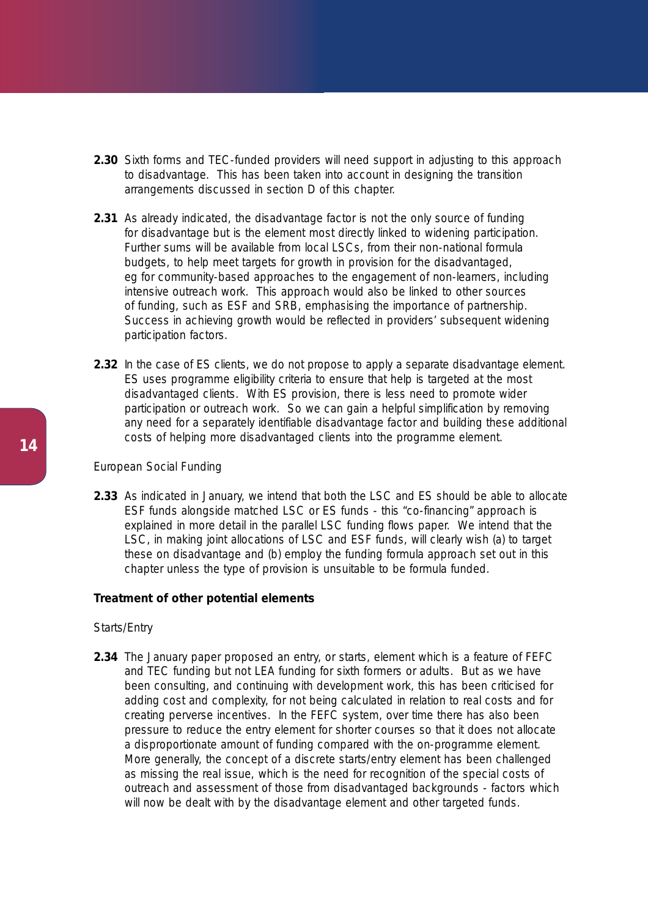**2.30** Sixth forms and TEC-funded providers will need support in adjusting to this approach to disadvantage. This has been taken into account in designing the transition arrangements discussed in section D of this chapter.

**2.31** As already indicated, the disadvantage factor is not the only source of funding for disadvantage but is the element most directly linked to widening participation. Further sums will be available from local LSCs, from their non-national formula budgets, to help meet targets for growth in provision for the disadvantaged, eg for community-based approaches to the engagement of non-learners, including intensive outreach work. This approach would also be linked to other sources of funding, such as ESF and SRB, emphasising the importance of partnership. Success in achieving growth would be reflected in providers' subsequent widening participation factors.

**2.32** In the case of ES clients, we do not propose to apply a separate disadvantage element. ES uses programme eligibility criteria to ensure that help is targeted at the most disadvantaged clients. With ES provision, there is less need to promote wider participation or outreach work. So we can gain a helpful simplification by removing any need for a separately identifiable disadvantage factor and building these additional costs of helping more disadvantaged clients into the programme element.

European Social Funding

**2.33** As indicated in January, we intend that both the LSC and ES should be able to allocate ESF funds alongside matched LSC or ES funds - this "co-financing" approach is explained in more detail in the parallel LSC funding flows paper. We intend that the LSC, in making joint allocations of LSC and ESF funds, will clearly wish (a) to target these on disadvantage and (b) employ the funding formula approach set out in this chapter unless the type of provision is unsuitable to be formula funded.

**Treatment of other potential elements**

Starts/Entry

**2.34** The January paper proposed an entry, or starts, element which is a feature of FEFC and TEC funding but not LEA funding for sixth formers or adults. But as we have been consulting, and continuing with development work, this has been criticised for adding cost and complexity, for not being calculated in relation to real costs and for creating perverse incentives. In the FEFC system, over time there has also been pressure to reduce the entry element for shorter courses so that it does not allocate a disproportionate amount of funding compared with the on-programme element. More generally, the concept of a discrete starts/entry element has been challenged as missing the real issue, which is the need for recognition of the special costs of outreach and assessment of those from disadvantaged backgrounds - factors which will now be dealt with by the disadvantage element and other targeted funds.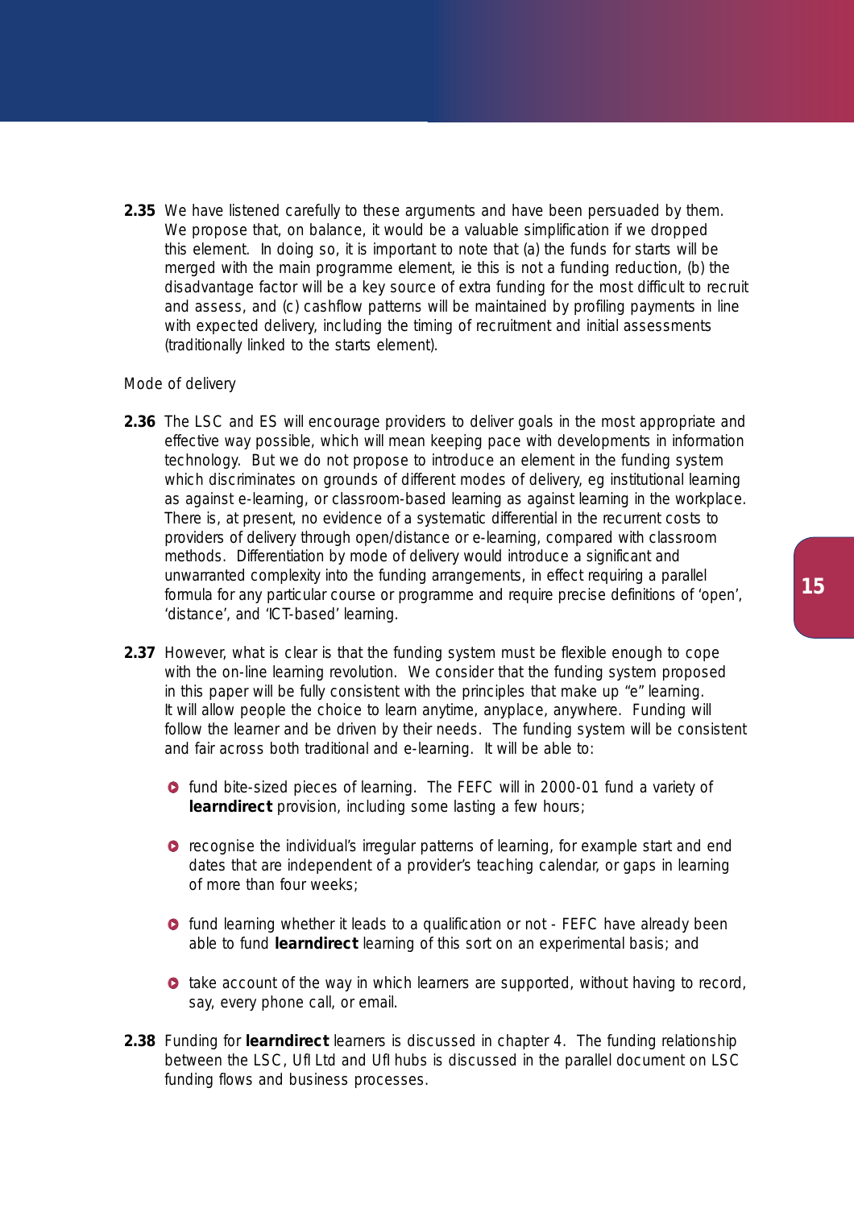**2.35** We have listened carefully to these arguments and have been persuaded by them. We propose that, on balance, it would be a valuable simplification if we dropped this element. In doing so, it is important to note that (a) the funds for starts will be merged with the main programme element, ie this is not a funding reduction, (b) the disadvantage factor will be a key source of extra funding for the most difficult to recruit and assess, and (c) cashflow patterns will be maintained by profiling payments in line with expected delivery, including the timing of recruitment and initial assessments (traditionally linked to the starts element).

Mode of delivery

**2.36** The LSC and ES will encourage providers to deliver goals in the most appropriate and effective way possible, which will mean keeping pace with developments in information technology. But we do not propose to introduce an element in the funding system which discriminates on grounds of different modes of delivery, eg institutional learning as against e-learning, or classroom-based learning as against learning in the workplace. There is, at present, no evidence of a systematic differential in the recurrent costs to providers of delivery through open/distance or e-learning, compared with classroom methods. Differentiation by mode of delivery would introduce a significant and unwarranted complexity into the funding arrangements, in effect requiring a parallel formula for any particular course or programme and require precise definitions of 'open', 'distance', and 'ICT-based' learning.

**2.37** However, what is clear is that the funding system must be flexible enough to cope with the on-line learning revolution. We consider that the funding system proposed in this paper will be fully consistent with the principles that make up "e" learning. It will allow people the choice to learn anytime, anyplace, anywhere. Funding will follow the learner and be driven by their needs. The funding system will be consistent and fair across both traditional and e-learning. It will be able to:

- fund bite-sized pieces of learning. The FEFC will in 2000-01 fund a variety of **learndirect** provision, including some lasting a few hours;
- recognise the individual's irregular patterns of learning, for example start and end dates that are independent of a provider's teaching calendar, or gaps in learning of more than four weeks;
- fund learning whether it leads to a qualification or not - FEFC have already been able to fund **learndirect** learning of this sort on an experimental basis; and
- take account of the way in which learners are supported, without having to record, say, every phone call, or email.

**2.38** Funding for **learndirect** learners is discussed in chapter 4. The funding relationship between the LSC, UfI Ltd and UfI hubs is discussed in the parallel document on LSC funding flows and business processes.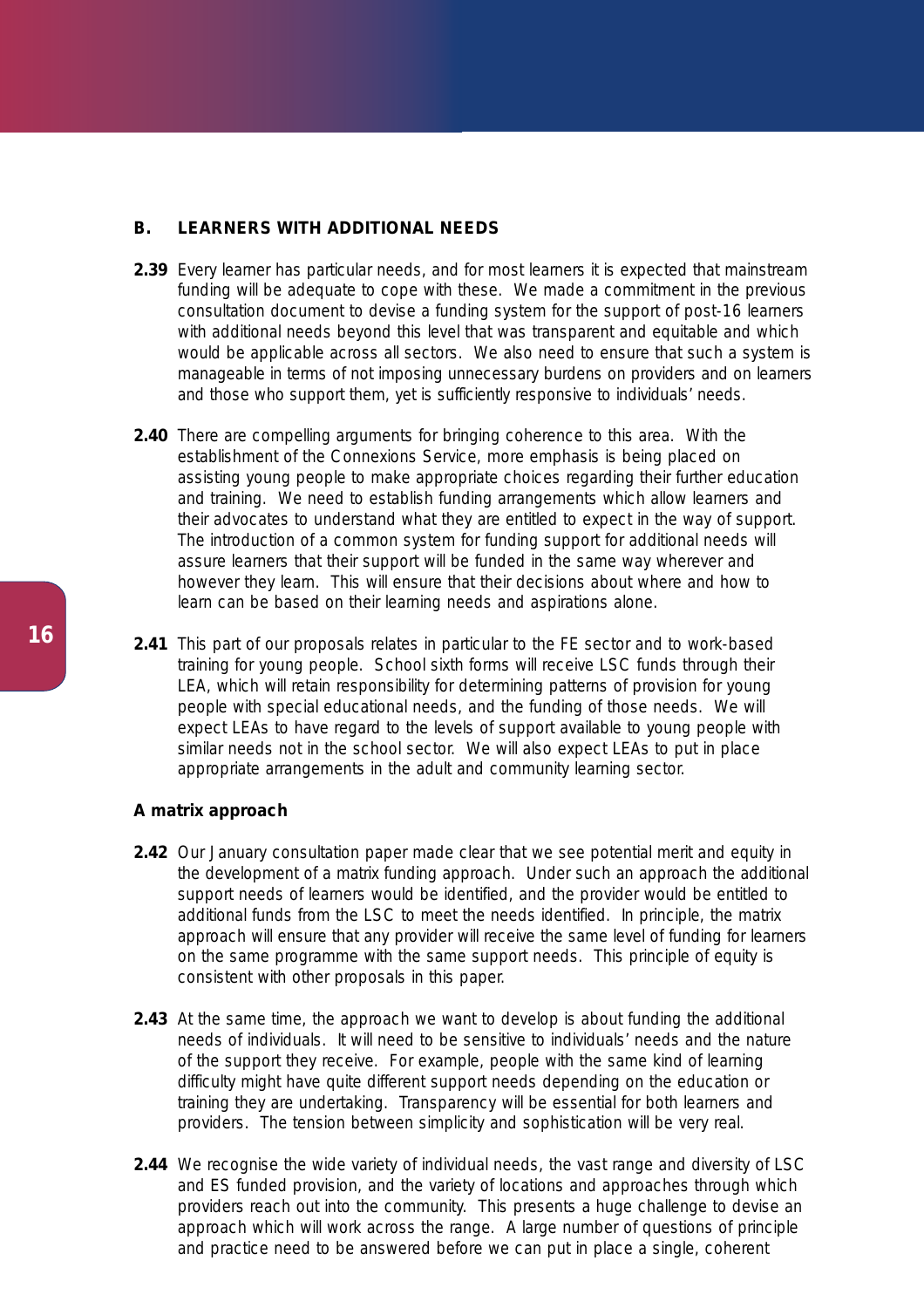## B. LEARNERS WITH ADDITIONAL NEEDS

**2.39** Every learner has particular needs, and for most learners it is expected that mainstream funding will be adequate to cope with these. We made a commitment in the previous consultation document to devise a funding system for the support of post-16 learners with additional needs beyond this level that was transparent and equitable and which would be applicable across all sectors. We also need to ensure that such a system is manageable in terms of not imposing unnecessary burdens on providers and on learners and those who support them, yet is sufficiently responsive to individuals' needs.

**2.40** There are compelling arguments for bringing coherence to this area. With the establishment of the Connexions Service, more emphasis is being placed on assisting young people to make appropriate choices regarding their further education and training. We need to establish funding arrangements which allow learners and their advocates to understand what they are entitled to expect in the way of support. The introduction of a common system for funding support for additional needs will assure learners that their support will be funded in the same way wherever and however they learn. This will ensure that their decisions about where and how to learn can be based on their learning needs and aspirations alone.

**2.41** This part of our proposals relates in particular to the FE sector and to work-based training for young people. School sixth forms will receive LSC funds through their LEA, which will retain responsibility for determining patterns of provision for young people with special educational needs, and the funding of those needs. We will expect LEAs to have regard to the levels of support available to young people with similar needs not in the school sector. We will also expect LEAs to put in place appropriate arrangements in the adult and community learning sector.

### A matrix approach

**2.42** Our January consultation paper made clear that we see potential merit and equity in the development of a matrix funding approach. Under such an approach the additional support needs of learners would be identified, and the provider would be entitled to additional funds from the LSC to meet the needs identified. In principle, the matrix approach will ensure that any provider will receive the same level of funding for learners on the same programme with the same support needs. This principle of equity is consistent with other proposals in this paper.

**2.43** At the same time, the approach we want to develop is about funding the additional needs of individuals. It will need to be sensitive to individuals' needs and the nature of the support they receive. For example, people with the same kind of learning difficulty might have quite different support needs depending on the education or training they are undertaking. Transparency will be essential for both learners and providers. The tension between simplicity and sophistication will be very real.

**2.44** We recognise the wide variety of individual needs, the vast range and diversity of LSC and ES funded provision, and the variety of locations and approaches through which providers reach out into the community. This presents a huge challenge to devise an approach which will work across the range. A large number of questions of principle and practice need to be answered before we can put in place a single, coherent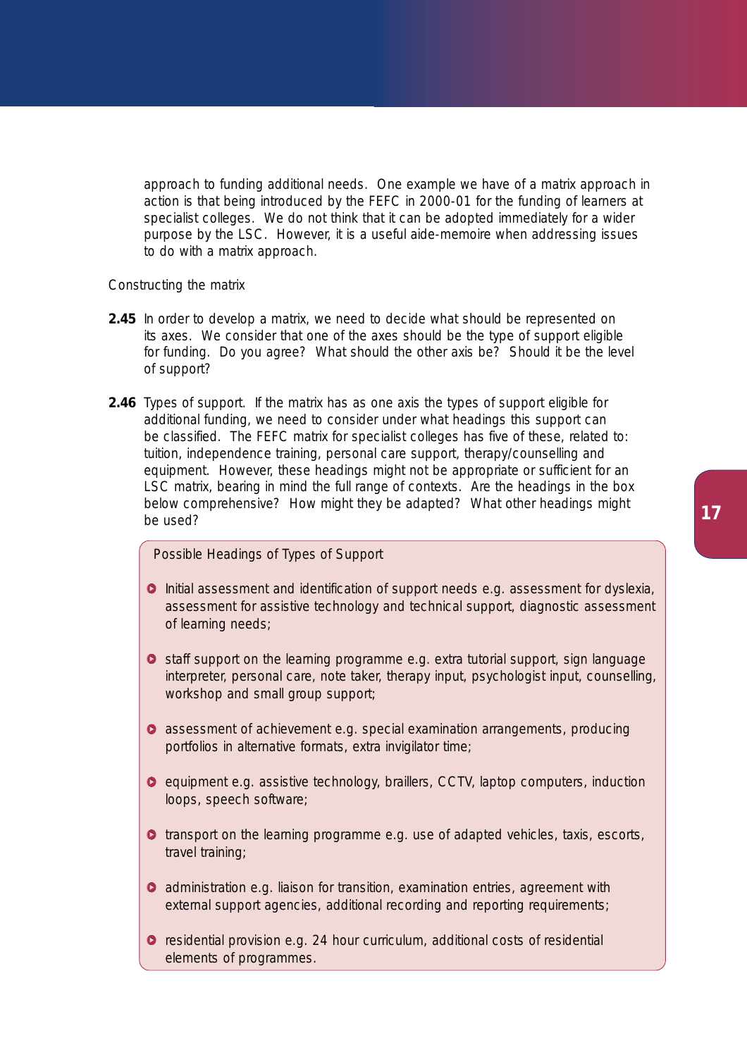approach to funding additional needs. One example we have of a matrix approach in action is that being introduced by the FEFC in 2000-01 for the funding of learners at specialist colleges. We do not think that it can be adopted immediately for a wider purpose by the LSC. However, it is a useful aide-memoire when addressing issues to do with a matrix approach.

### Constructing the matrix

**2.45** In order to develop a matrix, we need to decide what should be represented on its axes. We consider that one of the axes should be the type of support eligible for funding. Do you agree? What should the other axis be? Should it be the level of support?

**2.46** Types of support. If the matrix has as one axis the types of support eligible for additional funding, we need to consider under what headings this support can be classified. The FEFC matrix for specialist colleges has five of these, related to: tuition, independence training, personal care support, therapy/counselling and equipment. However, these headings might not be appropriate or sufficient for an LSC matrix, bearing in mind the full range of contexts. Are the headings in the box below comprehensive? How might they be adapted? What other headings might be used?

> Possible Headings of Types of Support
>
> - Initial assessment and identification of support needs e.g. assessment for dyslexia, assessment for assistive technology and technical support, diagnostic assessment of learning needs;
> - staff support on the learning programme e.g. extra tutorial support, sign language interpreter, personal care, note taker, therapy input, psychologist input, counselling, workshop and small group support;
> - assessment of achievement e.g. special examination arrangements, producing portfolios in alternative formats, extra invigilator time;
> - equipment e.g. assistive technology, braillers, CCTV, laptop computers, induction loops, speech software;
> - transport on the learning programme e.g. use of adapted vehicles, taxis, escorts, travel training;
> - administration e.g. liaison for transition, examination entries, agreement with external support agencies, additional recording and reporting requirements;
> - residential provision e.g. 24 hour curriculum, additional costs of residential elements of programmes.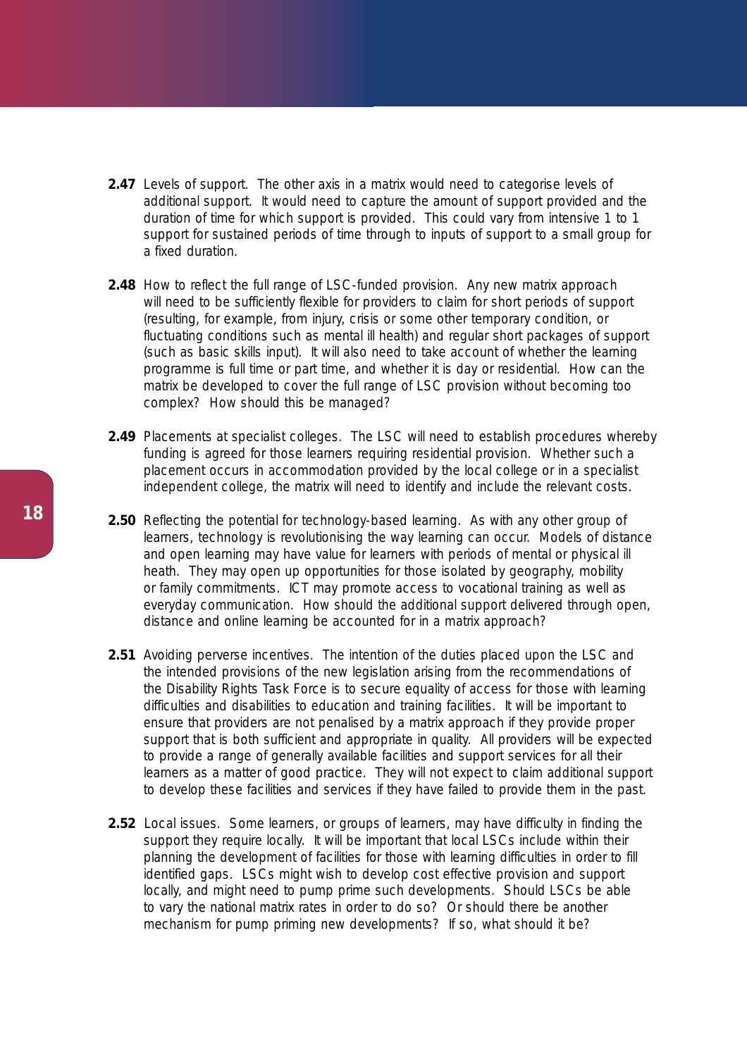**2.47** Levels of support. The other axis in a matrix would need to categorise levels of additional support. It would need to capture the amount of support provided and the duration of time for which support is provided. This could vary from intensive 1 to 1 support for sustained periods of time through to inputs of support to a small group for a fixed duration.

**2.48** How to reflect the full range of LSC-funded provision. Any new matrix approach will need to be sufficiently flexible for providers to claim for short periods of support (resulting, for example, from injury, crisis or some other temporary condition, or fluctuating conditions such as mental ill health) and regular short packages of support (such as basic skills input). It will also need to take account of whether the learning programme is full time or part time, and whether it is day or residential. How can the matrix be developed to cover the full range of LSC provision without becoming too complex? How should this be managed?

**2.49** Placements at specialist colleges. The LSC will need to establish procedures whereby funding is agreed for those learners requiring residential provision. Whether such a placement occurs in accommodation provided by the local college or in a specialist independent college, the matrix will need to identify and include the relevant costs.

**2.50** Reflecting the potential for technology-based learning. As with any other group of learners, technology is revolutionising the way learning can occur. Models of distance and open learning may have value for learners with periods of mental or physical ill heath. They may open up opportunities for those isolated by geography, mobility or family commitments. ICT may promote access to vocational training as well as everyday communication. How should the additional support delivered through open, distance and online learning be accounted for in a matrix approach?

**2.51** Avoiding perverse incentives. The intention of the duties placed upon the LSC and the intended provisions of the new legislation arising from the recommendations of the Disability Rights Task Force is to secure equality of access for those with learning difficulties and disabilities to education and training facilities. It will be important to ensure that providers are not penalised by a matrix approach if they provide proper support that is both sufficient and appropriate in quality. All providers will be expected to provide a range of generally available facilities and support services for all their learners as a matter of good practice. They will not expect to claim additional support to develop these facilities and services if they have failed to provide them in the past.

**2.52** Local issues. Some learners, or groups of learners, may have difficulty in finding the support they require locally. It will be important that local LSCs include within their planning the development of facilities for those with learning difficulties in order to fill identified gaps. LSCs might wish to develop cost effective provision and support locally, and might need to pump prime such developments. Should LSCs be able to vary the national matrix rates in order to do so? Or should there be another mechanism for pump priming new developments? If so, what should it be?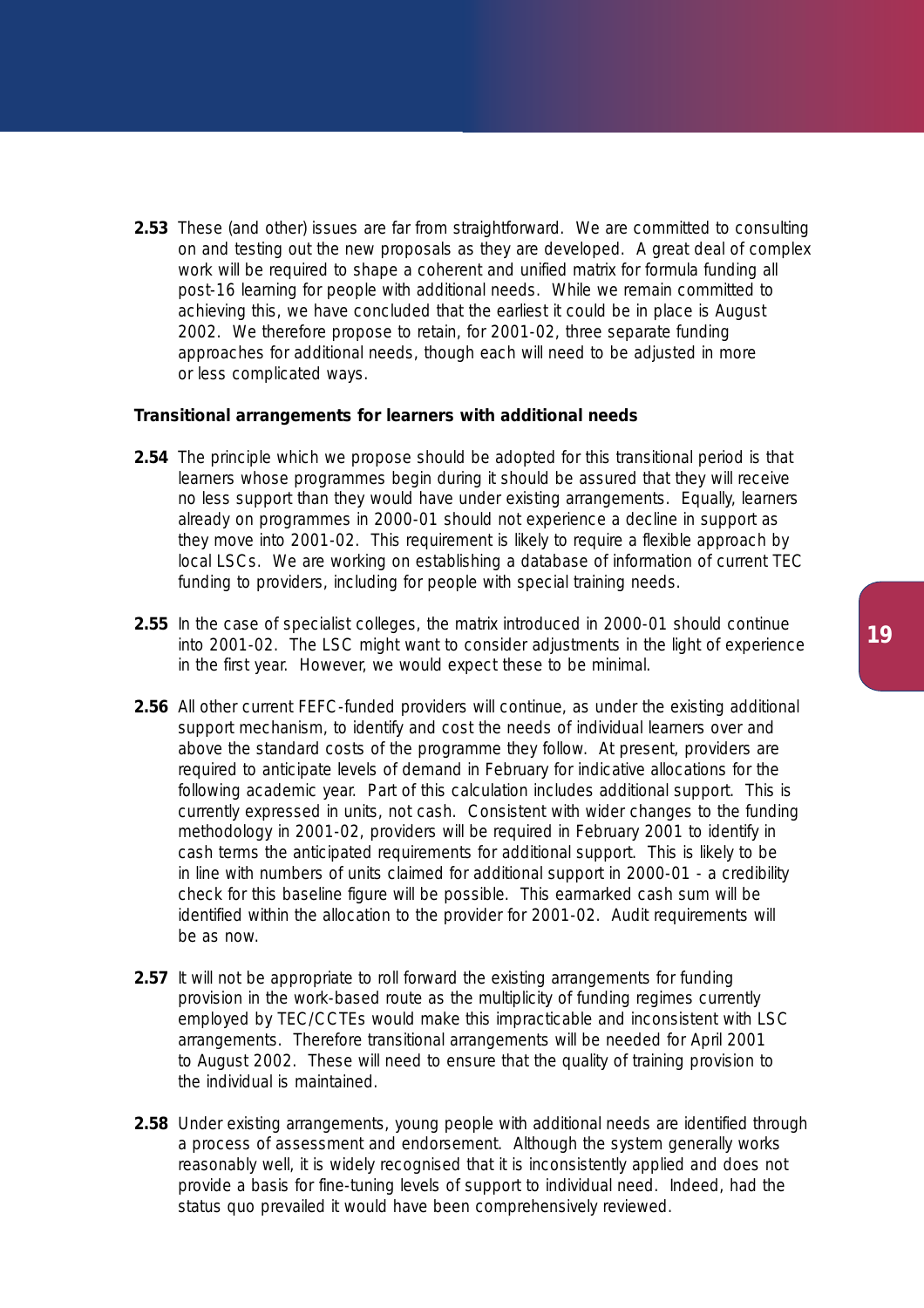**2.53** These (and other) issues are far from straightforward. We are committed to consulting on and testing out the new proposals as they are developed. A great deal of complex work will be required to shape a coherent and unified matrix for formula funding all post-16 learning for people with additional needs. While we remain committed to achieving this, we have concluded that the earliest it could be in place is August 2002. We therefore propose to retain, for 2001-02, three separate funding approaches for additional needs, though each will need to be adjusted in more or less complicated ways.

**Transitional arrangements for learners with additional needs**

**2.54** The principle which we propose should be adopted for this transitional period is that learners whose programmes begin during it should be assured that they will receive no less support than they would have under existing arrangements. Equally, learners already on programmes in 2000-01 should not experience a decline in support as they move into 2001-02. This requirement is likely to require a flexible approach by local LSCs. We are working on establishing a database of information of current TEC funding to providers, including for people with special training needs.

**2.55** In the case of specialist colleges, the matrix introduced in 2000-01 should continue into 2001-02. The LSC might want to consider adjustments in the light of experience in the first year. However, we would expect these to be minimal.

**2.56** All other current FEFC-funded providers will continue, as under the existing additional support mechanism, to identify and cost the needs of individual learners over and above the standard costs of the programme they follow. At present, providers are required to anticipate levels of demand in February for indicative allocations for the following academic year. Part of this calculation includes additional support. This is currently expressed in units, not cash. Consistent with wider changes to the funding methodology in 2001-02, providers will be required in February 2001 to identify in cash terms the anticipated requirements for additional support. This is likely to be in line with numbers of units claimed for additional support in 2000-01 - a credibility check for this baseline figure will be possible. This earmarked cash sum will be identified within the allocation to the provider for 2001-02. Audit requirements will be as now.

**2.57** It will not be appropriate to roll forward the existing arrangements for funding provision in the work-based route as the multiplicity of funding regimes currently employed by TEC/CCTEs would make this impracticable and inconsistent with LSC arrangements. Therefore transitional arrangements will be needed for April 2001 to August 2002. These will need to ensure that the quality of training provision to the individual is maintained.

**2.58** Under existing arrangements, young people with additional needs are identified through a process of assessment and endorsement. Although the system generally works reasonably well, it is widely recognised that it is inconsistently applied and does not provide a basis for fine-tuning levels of support to individual need. Indeed, had the status quo prevailed it would have been comprehensively reviewed.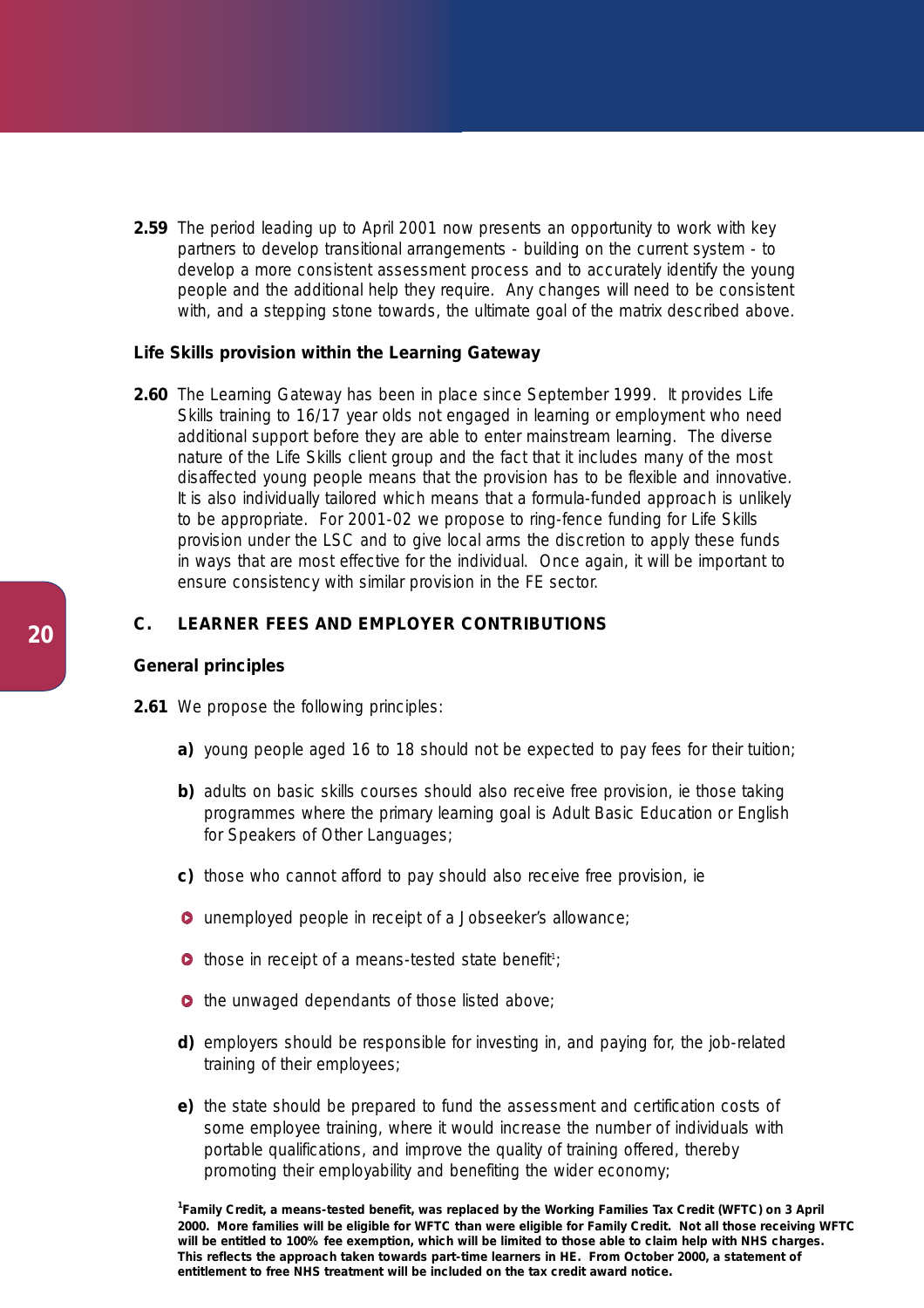**2.59** The period leading up to April 2001 now presents an opportunity to work with key partners to develop transitional arrangements - building on the current system - to develop a more consistent assessment process and to accurately identify the young people and the additional help they require. Any changes will need to be consistent with, and a stepping stone towards, the ultimate goal of the matrix described above.

### Life Skills provision within the Learning Gateway

**2.60** The Learning Gateway has been in place since September 1999. It provides Life Skills training to 16/17 year olds not engaged in learning or employment who need additional support before they are able to enter mainstream learning. The diverse nature of the Life Skills client group and the fact that it includes many of the most disaffected young people means that the provision has to be flexible and innovative. It is also individually tailored which means that a formula-funded approach is unlikely to be appropriate. For 2001-02 we propose to ring-fence funding for Life Skills provision under the LSC and to give local arms the discretion to apply these funds in ways that are most effective for the individual. Once again, it will be important to ensure consistency with similar provision in the FE sector.

## C. LEARNER FEES AND EMPLOYER CONTRIBUTIONS

### General principles

**2.61** We propose the following principles:

**a)** young people aged 16 to 18 should not be expected to pay fees for their tuition;

**b)** adults on basic skills courses should also receive free provision, ie those taking programmes where the primary learning goal is Adult Basic Education or English for Speakers of Other Languages;

**c)** those who cannot afford to pay should also receive free provision, ie

- unemployed people in receipt of a Jobseeker's allowance;
- those in receipt of a means-tested state benefit[1];
- the unwaged dependants of those listed above;

**d)** employers should be responsible for investing in, and paying for, the job-related training of their employees;

**e)** the state should be prepared to fund the assessment and certification costs of some employee training, where it would increase the number of individuals with portable qualifications, and improve the quality of training offered, thereby promoting their employability and benefiting the wider economy;

[1] **Family Credit, a means-tested benefit, was replaced by the Working Families Tax Credit (WFTC) on 3 April 2000. More families will be eligible for WFTC than were eligible for Family Credit. Not all those receiving WFTC will be entitled to 100% fee exemption, which will be limited to those able to claim help with NHS charges. This reflects the approach taken towards part-time learners in HE. From October 2000, a statement of entitlement to free NHS treatment will be included on the tax credit award notice.**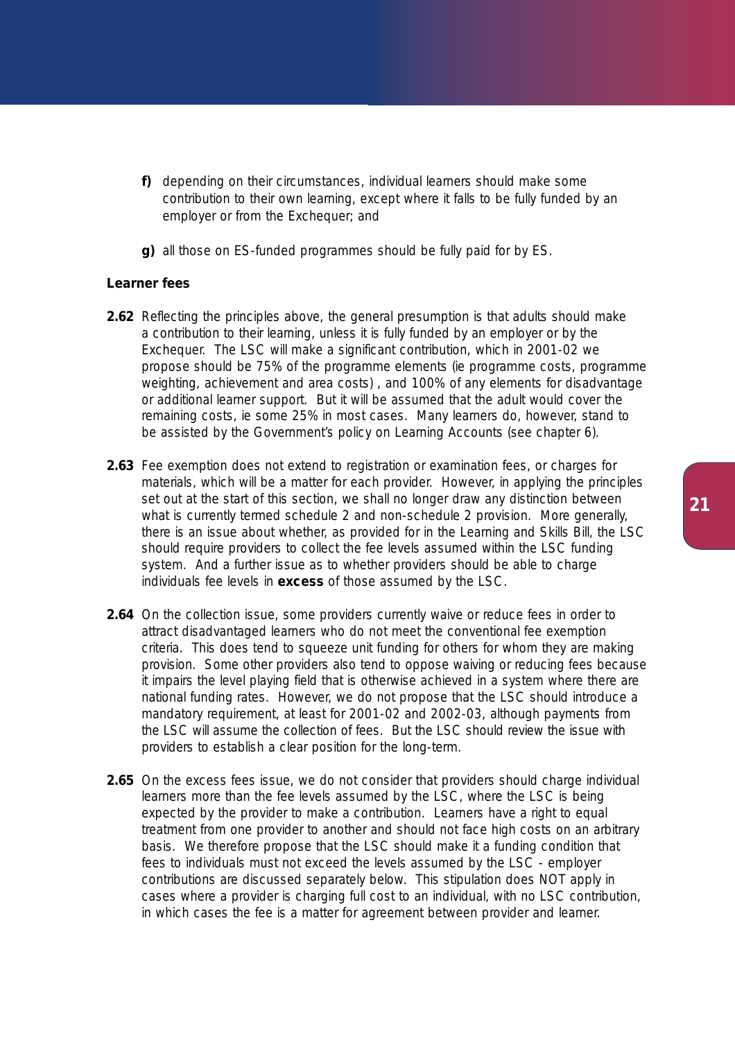**f)** depending on their circumstances, individual learners should make some contribution to their own learning, except where it falls to be fully funded by an employer or from the Exchequer; and

**g)** all those on ES-funded programmes should be fully paid for by ES.

**Learner fees**

**2.62** Reflecting the principles above, the general presumption is that adults should make a contribution to their learning, unless it is fully funded by an employer or by the Exchequer. The LSC will make a significant contribution, which in 2001-02 we propose should be 75% of the programme elements (ie programme costs, programme weighting, achievement and area costs) , and 100% of any elements for disadvantage or additional learner support. But it will be assumed that the adult would cover the remaining costs, ie some 25% in most cases. Many learners do, however, stand to be assisted by the Government's policy on Learning Accounts (see chapter 6).

**2.63** Fee exemption does not extend to registration or examination fees, or charges for materials, which will be a matter for each provider. However, in applying the principles set out at the start of this section, we shall no longer draw any distinction between what is currently termed schedule 2 and non-schedule 2 provision. More generally, there is an issue about whether, as provided for in the Learning and Skills Bill, the LSC should require providers to collect the fee levels assumed within the LSC funding system. And a further issue as to whether providers should be able to charge individuals fee levels in **excess** of those assumed by the LSC.

**2.64** On the collection issue, some providers currently waive or reduce fees in order to attract disadvantaged learners who do not meet the conventional fee exemption criteria. This does tend to squeeze unit funding for others for whom they are making provision. Some other providers also tend to oppose waiving or reducing fees because it impairs the level playing field that is otherwise achieved in a system where there are national funding rates. However, we do not propose that the LSC should introduce a mandatory requirement, at least for 2001-02 and 2002-03, although payments from the LSC will assume the collection of fees. But the LSC should review the issue with providers to establish a clear position for the long-term.

**2.65** On the excess fees issue, we do not consider that providers should charge individual learners more than the fee levels assumed by the LSC, where the LSC is being expected by the provider to make a contribution. Learners have a right to equal treatment from one provider to another and should not face high costs on an arbitrary basis. We therefore propose that the LSC should make it a funding condition that fees to individuals must not exceed the levels assumed by the LSC - employer contributions are discussed separately below. This stipulation does NOT apply in cases where a provider is charging full cost to an individual, with no LSC contribution, in which cases the fee is a matter for agreement between provider and learner.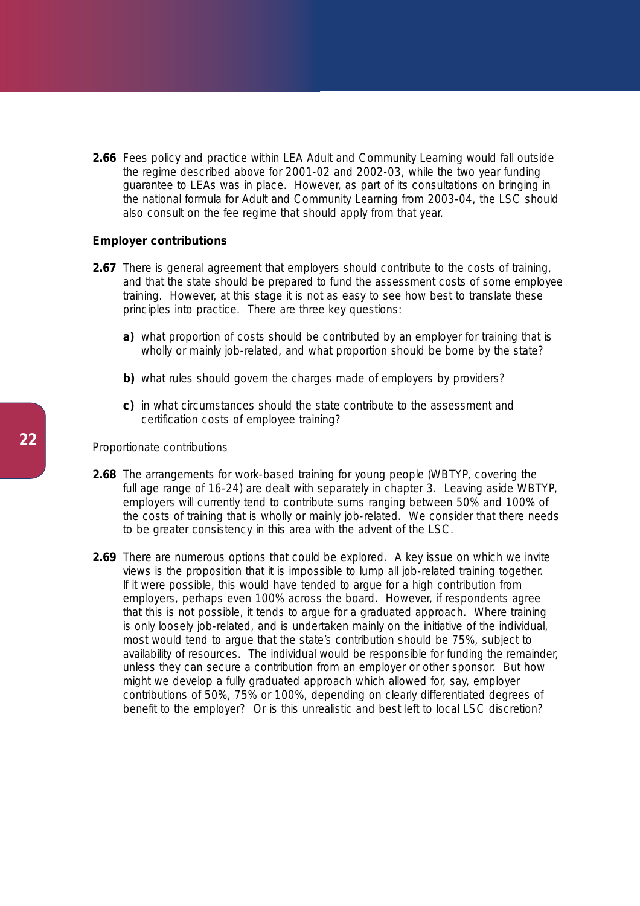**2.66** Fees policy and practice within LEA Adult and Community Learning would fall outside the regime described above for 2001-02 and 2002-03, while the two year funding guarantee to LEAs was in place. However, as part of its consultations on bringing in the national formula for Adult and Community Learning from 2003-04, the LSC should also consult on the fee regime that should apply from that year.

### Employer contributions

**2.67** There is general agreement that employers should contribute to the costs of training, and that the state should be prepared to fund the assessment costs of some employee training. However, at this stage it is not as easy to see how best to translate these principles into practice. There are three key questions:

- **a)** what proportion of costs should be contributed by an employer for training that is wholly or mainly job-related, and what proportion should be borne by the state?
- **b)** what rules should govern the charges made of employers by providers?
- **c)** in what circumstances should the state contribute to the assessment and certification costs of employee training?

Proportionate contributions

**2.68** The arrangements for work-based training for young people (WBTYP, covering the full age range of 16-24) are dealt with separately in chapter 3. Leaving aside WBTYP, employers will currently tend to contribute sums ranging between 50% and 100% of the costs of training that is wholly or mainly job-related. We consider that there needs to be greater consistency in this area with the advent of the LSC.

**2.69** There are numerous options that could be explored. A key issue on which we invite views is the proposition that it is impossible to lump all job-related training together. If it were possible, this would have tended to argue for a high contribution from employers, perhaps even 100% across the board. However, if respondents agree that this is not possible, it tends to argue for a graduated approach. Where training is only loosely job-related, and is undertaken mainly on the initiative of the individual, most would tend to argue that the state's contribution should be 75%, subject to availability of resources. The individual would be responsible for funding the remainder, unless they can secure a contribution from an employer or other sponsor. But how might we develop a fully graduated approach which allowed for, say, employer contributions of 50%, 75% or 100%, depending on clearly differentiated degrees of benefit to the employer? Or is this unrealistic and best left to local LSC discretion?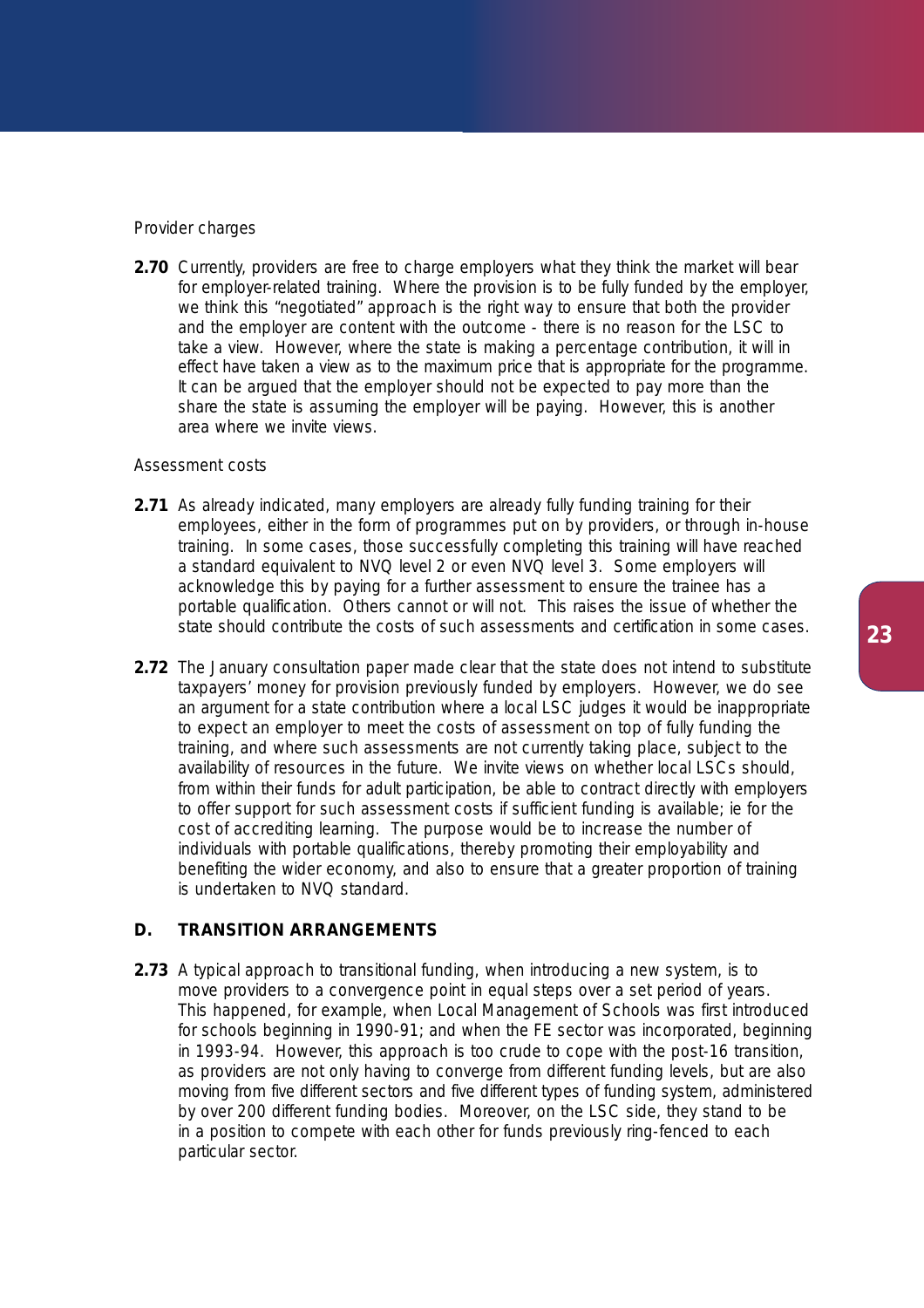Provider charges

**2.70** Currently, providers are free to charge employers what they think the market will bear for employer-related training. Where the provision is to be fully funded by the employer, we think this “negotiated” approach is the right way to ensure that both the provider and the employer are content with the outcome - there is no reason for the LSC to take a view. However, where the state is making a percentage contribution, it will in effect have taken a view as to the maximum price that is appropriate for the programme. It can be argued that the employer should not be expected to pay more than the share the state is assuming the employer will be paying. However, this is another area where we invite views.

Assessment costs

**2.71** As already indicated, many employers are already fully funding training for their employees, either in the form of programmes put on by providers, or through in-house training. In some cases, those successfully completing this training will have reached a standard equivalent to NVQ level 2 or even NVQ level 3. Some employers will acknowledge this by paying for a further assessment to ensure the trainee has a portable qualification. Others cannot or will not. This raises the issue of whether the state should contribute the costs of such assessments and certification in some cases.

**2.72** The January consultation paper made clear that the state does not intend to substitute taxpayers’ money for provision previously funded by employers. However, we do see an argument for a state contribution where a local LSC judges it would be inappropriate to expect an employer to meet the costs of assessment on top of fully funding the training, and where such assessments are not currently taking place, subject to the availability of resources in the future. We invite views on whether local LSCs should, from within their funds for adult participation, be able to contract directly with employers to offer support for such assessment costs if sufficient funding is available; ie for the cost of accrediting learning. The purpose would be to increase the number of individuals with portable qualifications, thereby promoting their employability and benefiting the wider economy, and also to ensure that a greater proportion of training is undertaken to NVQ standard.

## D. TRANSITION ARRANGEMENTS

**2.73** A typical approach to transitional funding, when introducing a new system, is to move providers to a convergence point in equal steps over a set period of years. This happened, for example, when Local Management of Schools was first introduced for schools beginning in 1990-91; and when the FE sector was incorporated, beginning in 1993-94. However, this approach is too crude to cope with the post-16 transition, as providers are not only having to converge from different funding levels, but are also moving from five different sectors and five different types of funding system, administered by over 200 different funding bodies. Moreover, on the LSC side, they stand to be in a position to compete with each other for funds previously ring-fenced to each particular sector.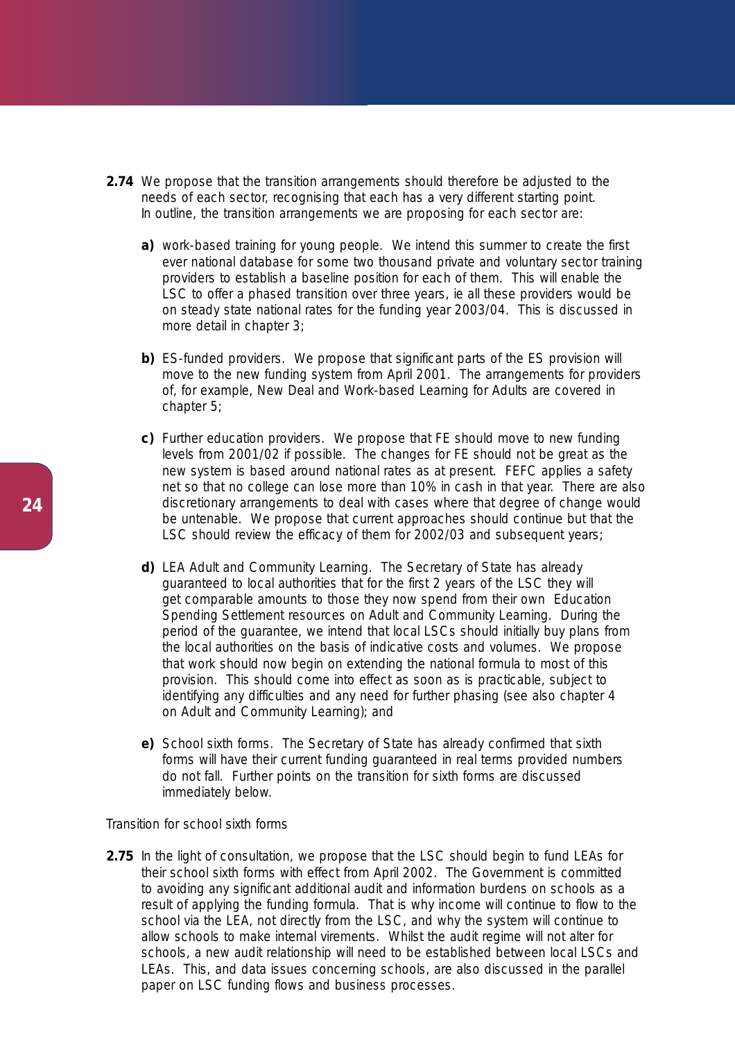**2.74** We propose that the transition arrangements should therefore be adjusted to the needs of each sector, recognising that each has a very different starting point. In outline, the transition arrangements we are proposing for each sector are:

- **a)** work-based training for young people. We intend this summer to create the first ever national database for some two thousand private and voluntary sector training providers to establish a baseline position for each of them. This will enable the LSC to offer a phased transition over three years, ie all these providers would be on steady state national rates for the funding year 2003/04. This is discussed in more detail in chapter 3;

- **b)** ES-funded providers. We propose that significant parts of the ES provision will move to the new funding system from April 2001. The arrangements for providers of, for example, New Deal and Work-based Learning for Adults are covered in chapter 5;

- **c)** Further education providers. We propose that FE should move to new funding levels from 2001/02 if possible. The changes for FE should not be great as the new system is based around national rates as at present. FEFC applies a safety net so that no college can lose more than 10% in cash in that year. There are also discretionary arrangements to deal with cases where that degree of change would be untenable. We propose that current approaches should continue but that the LSC should review the efficacy of them for 2002/03 and subsequent years;

- **d)** LEA Adult and Community Learning. The Secretary of State has already guaranteed to local authorities that for the first 2 years of the LSC they will get comparable amounts to those they now spend from their own Education Spending Settlement resources on Adult and Community Learning. During the period of the guarantee, we intend that local LSCs should initially buy plans from the local authorities on the basis of indicative costs and volumes. We propose that work should now begin on extending the national formula to most of this provision. This should come into effect as soon as is practicable, subject to identifying any difficulties and any need for further phasing (see also chapter 4 on Adult and Community Learning); and

- **e)** School sixth forms. The Secretary of State has already confirmed that sixth forms will have their current funding guaranteed in real terms provided numbers do not fall. Further points on the transition for sixth forms are discussed immediately below.

### Transition for school sixth forms

**2.75** In the light of consultation, we propose that the LSC should begin to fund LEAs for their school sixth forms with effect from April 2002. The Government is committed to avoiding any significant additional audit and information burdens on schools as a result of applying the funding formula. That is why income will continue to flow to the school via the LEA, not directly from the LSC, and why the system will continue to allow schools to make internal virements. Whilst the audit regime will not alter for schools, a new audit relationship will need to be established between local LSCs and LEAs. This, and data issues concerning schools, are also discussed in the parallel paper on LSC funding flows and business processes.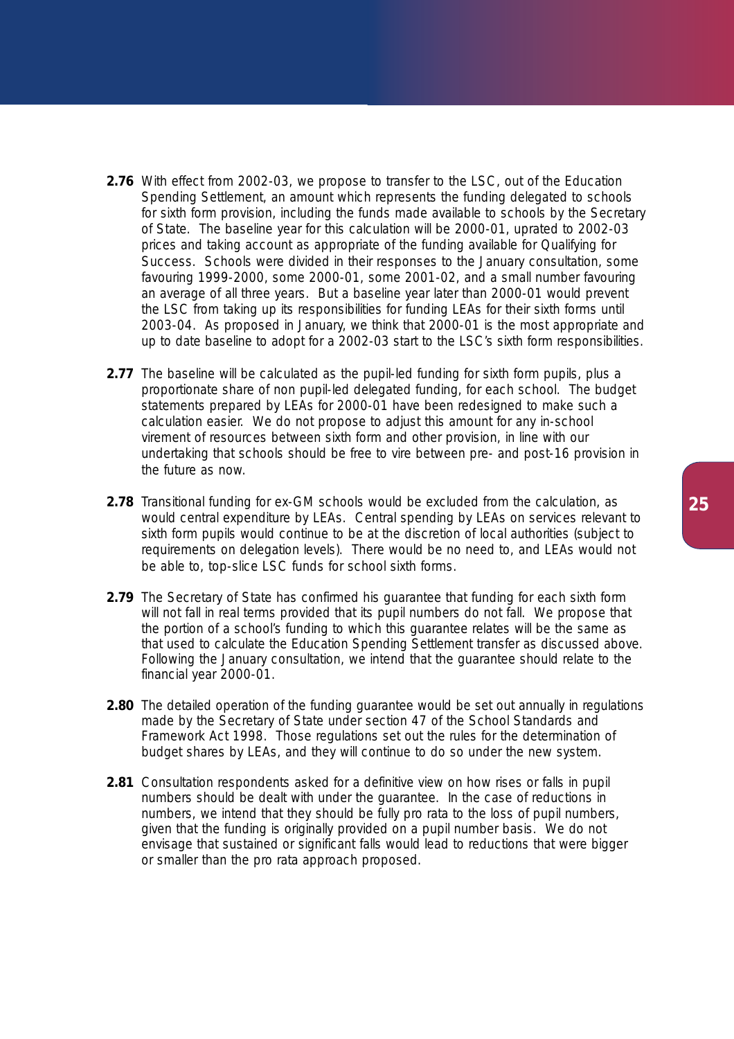**2.76** With effect from 2002-03, we propose to transfer to the LSC, out of the Education Spending Settlement, an amount which represents the funding delegated to schools for sixth form provision, including the funds made available to schools by the Secretary of State. The baseline year for this calculation will be 2000-01, uprated to 2002-03 prices and taking account as appropriate of the funding available for Qualifying for Success. Schools were divided in their responses to the January consultation, some favouring 1999-2000, some 2000-01, some 2001-02, and a small number favouring an average of all three years. But a baseline year later than 2000-01 would prevent the LSC from taking up its responsibilities for funding LEAs for their sixth forms until 2003-04. As proposed in January, we think that 2000-01 is the most appropriate and up to date baseline to adopt for a 2002-03 start to the LSC's sixth form responsibilities.

**2.77** The baseline will be calculated as the pupil-led funding for sixth form pupils, plus a proportionate share of non pupil-led delegated funding, for each school. The budget statements prepared by LEAs for 2000-01 have been redesigned to make such a calculation easier. We do not propose to adjust this amount for any in-school virement of resources between sixth form and other provision, in line with our undertaking that schools should be free to vire between pre- and post-16 provision in the future as now.

**2.78** Transitional funding for ex-GM schools would be excluded from the calculation, as would central expenditure by LEAs. Central spending by LEAs on services relevant to sixth form pupils would continue to be at the discretion of local authorities (subject to requirements on delegation levels). There would be no need to, and LEAs would not be able to, top-slice LSC funds for school sixth forms.

**2.79** The Secretary of State has confirmed his guarantee that funding for each sixth form will not fall in real terms provided that its pupil numbers do not fall. We propose that the portion of a school's funding to which this guarantee relates will be the same as that used to calculate the Education Spending Settlement transfer as discussed above. Following the January consultation, we intend that the guarantee should relate to the financial year 2000-01.

**2.80** The detailed operation of the funding guarantee would be set out annually in regulations made by the Secretary of State under section 47 of the School Standards and Framework Act 1998. Those regulations set out the rules for the determination of budget shares by LEAs, and they will continue to do so under the new system.

**2.81** Consultation respondents asked for a definitive view on how rises or falls in pupil numbers should be dealt with under the guarantee. In the case of reductions in numbers, we intend that they should be fully pro rata to the loss of pupil numbers, given that the funding is originally provided on a pupil number basis. We do not envisage that sustained or significant falls would lead to reductions that were bigger or smaller than the pro rata approach proposed.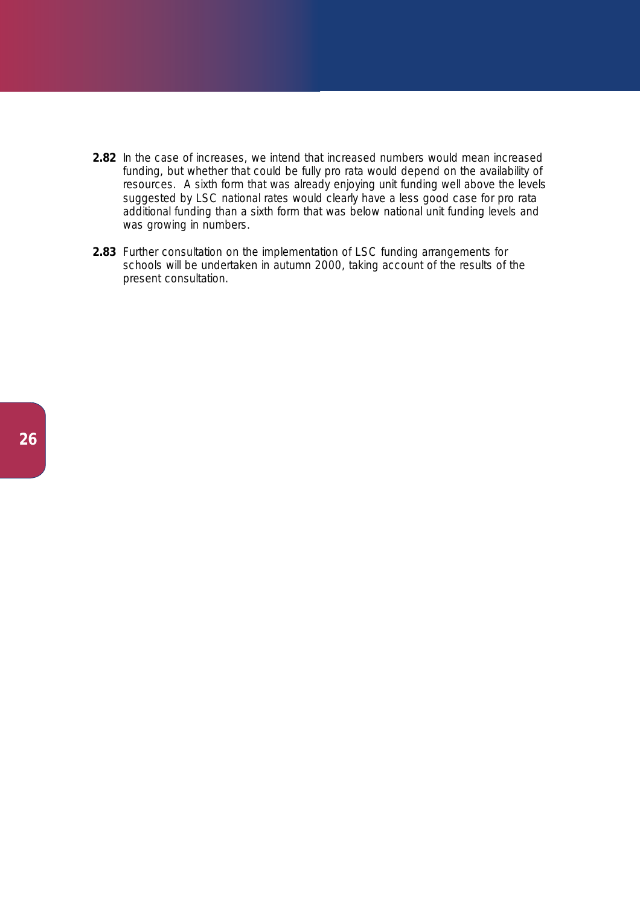**2.82** In the case of increases, we intend that increased numbers would mean increased funding, but whether that could be fully pro rata would depend on the availability of resources. A sixth form that was already enjoying unit funding well above the levels suggested by LSC national rates would clearly have a less good case for pro rata additional funding than a sixth form that was below national unit funding levels and was growing in numbers.

**2.83** Further consultation on the implementation of LSC funding arrangements for schools will be undertaken in autumn 2000, taking account of the results of the present consultation.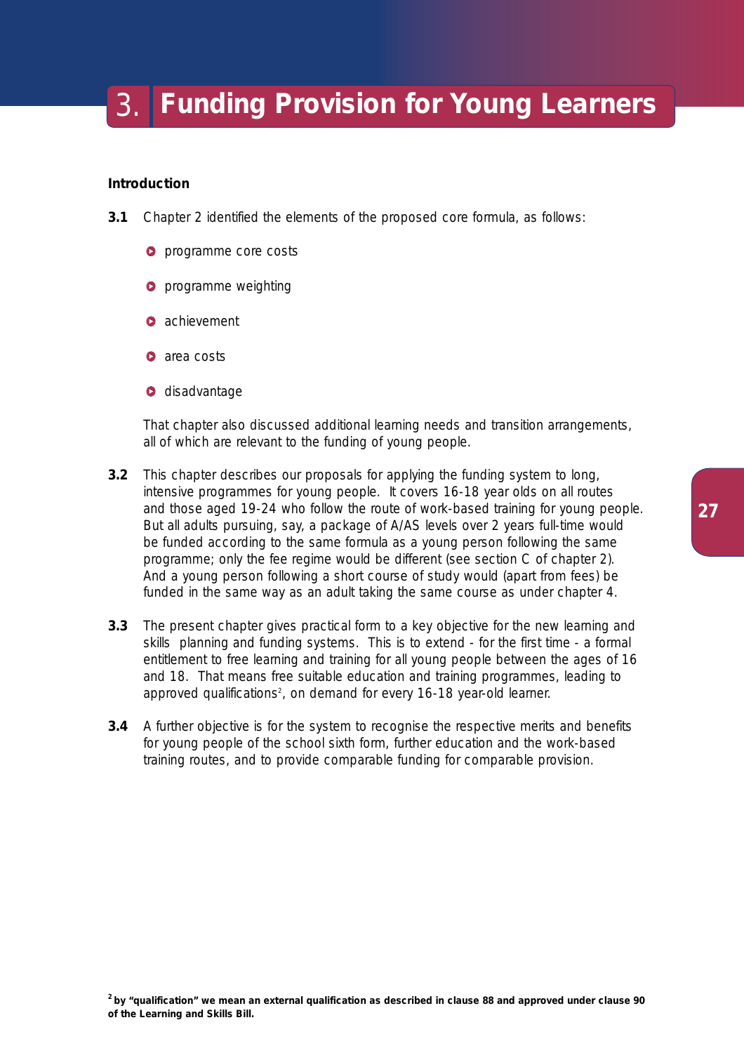# 3. Funding Provision for Young Learners

**Introduction**

**3.1** Chapter 2 identified the elements of the proposed core formula, as follows:

- programme core costs
- programme weighting
- achievement
- area costs
- disadvantage

That chapter also discussed additional learning needs and transition arrangements, all of which are relevant to the funding of young people.

**3.2** This chapter describes our proposals for applying the funding system to long, intensive programmes for young people. It covers 16-18 year olds on all routes and those aged 19-24 who follow the route of work-based training for young people. But all adults pursuing, say, a package of A/AS levels over 2 years full-time would be funded according to the same formula as a young person following the same programme; only the fee regime would be different (see section C of chapter 2). And a young person following a short course of study would (apart from fees) be funded in the same way as an adult taking the same course as under chapter 4.

**3.3** The present chapter gives practical form to a key objective for the new learning and skills planning and funding systems. This is to extend - for the first time - a formal entitlement to free learning and training for all young people between the ages of 16 and 18. That means free suitable education and training programmes, leading to approved qualifications[2], on demand for every 16-18 year-old learner.

**3.4** A further objective is for the system to recognise the respective merits and benefits for young people of the school sixth form, further education and the work-based training routes, and to provide comparable funding for comparable provision.

**[2] by "qualification" we mean an external qualification as described in clause 88 and approved under clause 90 of the Learning and Skills Bill.**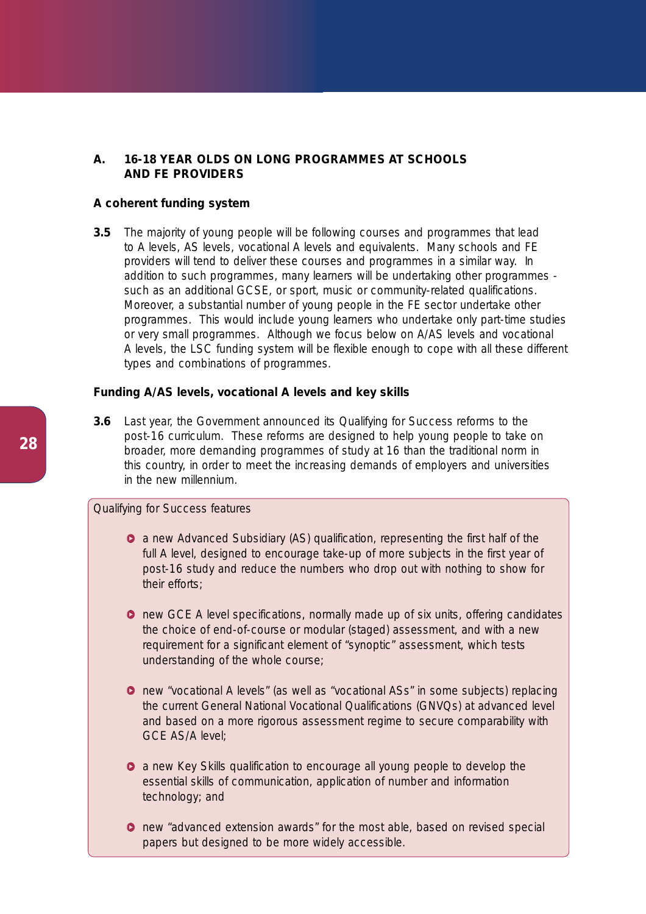## A. 16-18 YEAR OLDS ON LONG PROGRAMMES AT SCHOOLS AND FE PROVIDERS

### A coherent funding system

**3.5** The majority of young people will be following courses and programmes that lead to A levels, AS levels, vocational A levels and equivalents. Many schools and FE providers will tend to deliver these courses and programmes in a similar way. In addition to such programmes, many learners will be undertaking other programmes - such as an additional GCSE, or sport, music or community-related qualifications. Moreover, a substantial number of young people in the FE sector undertake other programmes. This would include young learners who undertake only part-time studies or very small programmes. Although we focus below on A/AS levels and vocational A levels, the LSC funding system will be flexible enough to cope with all these different types and combinations of programmes.

### Funding A/AS levels, vocational A levels and key skills

**3.6** Last year, the Government announced its Qualifying for Success reforms to the post-16 curriculum. These reforms are designed to help young people to take on broader, more demanding programmes of study at 16 than the traditional norm in this country, in order to meet the increasing demands of employers and universities in the new millennium.

Qualifying for Success features

- a new Advanced Subsidiary (AS) qualification, representing the first half of the full A level, designed to encourage take-up of more subjects in the first year of post-16 study and reduce the numbers who drop out with nothing to show for their efforts;
- new GCE A level specifications, normally made up of six units, offering candidates the choice of end-of-course or modular (staged) assessment, and with a new requirement for a significant element of "synoptic" assessment, which tests understanding of the whole course;
- new "vocational A levels" (as well as "vocational ASs" in some subjects) replacing the current General National Vocational Qualifications (GNVQs) at advanced level and based on a more rigorous assessment regime to secure comparability with GCE AS/A level;
- a new Key Skills qualification to encourage all young people to develop the essential skills of communication, application of number and information technology; and
- new "advanced extension awards" for the most able, based on revised special papers but designed to be more widely accessible.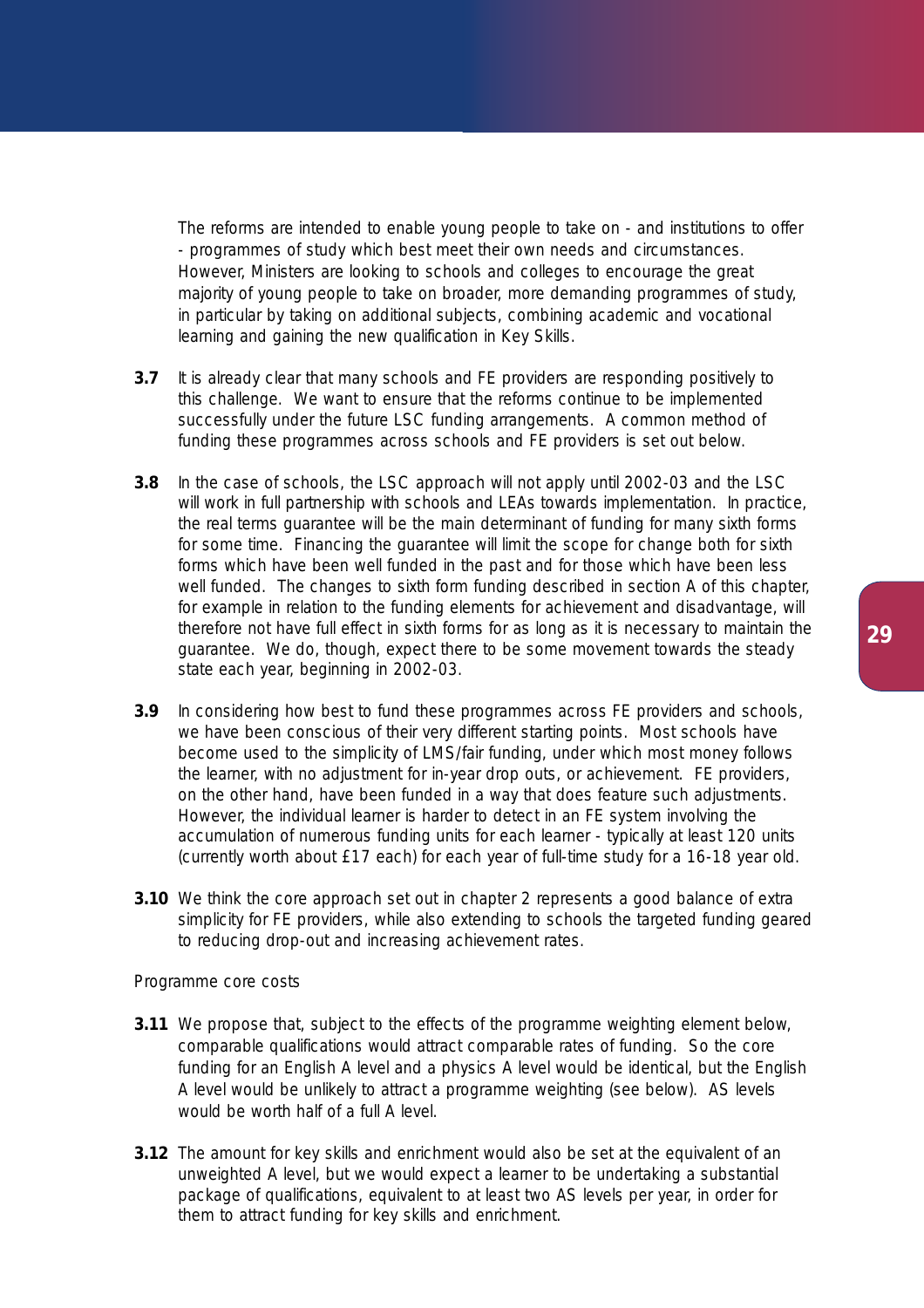The reforms are intended to enable young people to take on - and institutions to offer - programmes of study which best meet their own needs and circumstances. However, Ministers are looking to schools and colleges to encourage the great majority of young people to take on broader, more demanding programmes of study, in particular by taking on additional subjects, combining academic and vocational learning and gaining the new qualification in Key Skills.

**3.7** It is already clear that many schools and FE providers are responding positively to this challenge. We want to ensure that the reforms continue to be implemented successfully under the future LSC funding arrangements. A common method of funding these programmes across schools and FE providers is set out below.

**3.8** In the case of schools, the LSC approach will not apply until 2002-03 and the LSC will work in full partnership with schools and LEAs towards implementation. In practice, the real terms guarantee will be the main determinant of funding for many sixth forms for some time. Financing the guarantee will limit the scope for change both for sixth forms which have been well funded in the past and for those which have been less well funded. The changes to sixth form funding described in section A of this chapter, for example in relation to the funding elements for achievement and disadvantage, will therefore not have full effect in sixth forms for as long as it is necessary to maintain the guarantee. We do, though, expect there to be some movement towards the steady state each year, beginning in 2002-03.

**3.9** In considering how best to fund these programmes across FE providers and schools, we have been conscious of their very different starting points. Most schools have become used to the simplicity of LMS/fair funding, under which most money follows the learner, with no adjustment for in-year drop outs, or achievement. FE providers, on the other hand, have been funded in a way that does feature such adjustments. However, the individual learner is harder to detect in an FE system involving the accumulation of numerous funding units for each learner - typically at least 120 units (currently worth about £17 each) for each year of full-time study for a 16-18 year old.

**3.10** We think the core approach set out in chapter 2 represents a good balance of extra simplicity for FE providers, while also extending to schools the targeted funding geared to reducing drop-out and increasing achievement rates.

Programme core costs

**3.11** We propose that, subject to the effects of the programme weighting element below, comparable qualifications would attract comparable rates of funding. So the core funding for an English A level and a physics A level would be identical, but the English A level would be unlikely to attract a programme weighting (see below). AS levels would be worth half of a full A level.

**3.12** The amount for key skills and enrichment would also be set at the equivalent of an unweighted A level, but we would expect a learner to be undertaking a substantial package of qualifications, equivalent to at least two AS levels per year, in order for them to attract funding for key skills and enrichment.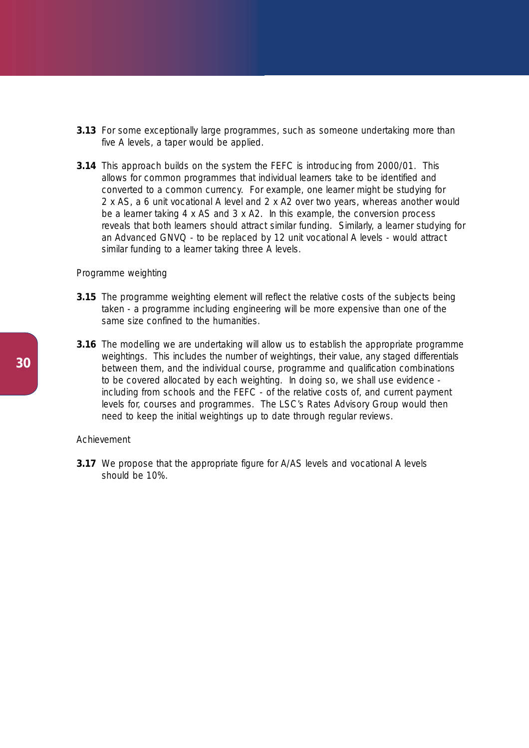**3.13** For some exceptionally large programmes, such as someone undertaking more than five A levels, a taper would be applied.

**3.14** This approach builds on the system the FEFC is introducing from 2000/01. This allows for common programmes that individual learners take to be identified and converted to a common currency. For example, one learner might be studying for 2 x AS, a 6 unit vocational A level and 2 x A2 over two years, whereas another would be a learner taking 4 x AS and 3 x A2. In this example, the conversion process reveals that both learners should attract similar funding. Similarly, a learner studying for an Advanced GNVQ - to be replaced by 12 unit vocational A levels - would attract similar funding to a learner taking three A levels.

Programme weighting

**3.15** The programme weighting element will reflect the relative costs of the subjects being taken - a programme including engineering will be more expensive than one of the same size confined to the humanities.

**3.16** The modelling we are undertaking will allow us to establish the appropriate programme weightings. This includes the number of weightings, their value, any staged differentials between them, and the individual course, programme and qualification combinations to be covered allocated by each weighting. In doing so, we shall use evidence - including from schools and the FEFC - of the relative costs of, and current payment levels for, courses and programmes. The LSC's Rates Advisory Group would then need to keep the initial weightings up to date through regular reviews.

Achievement

**3.17** We propose that the appropriate figure for A/AS levels and vocational A levels should be 10%.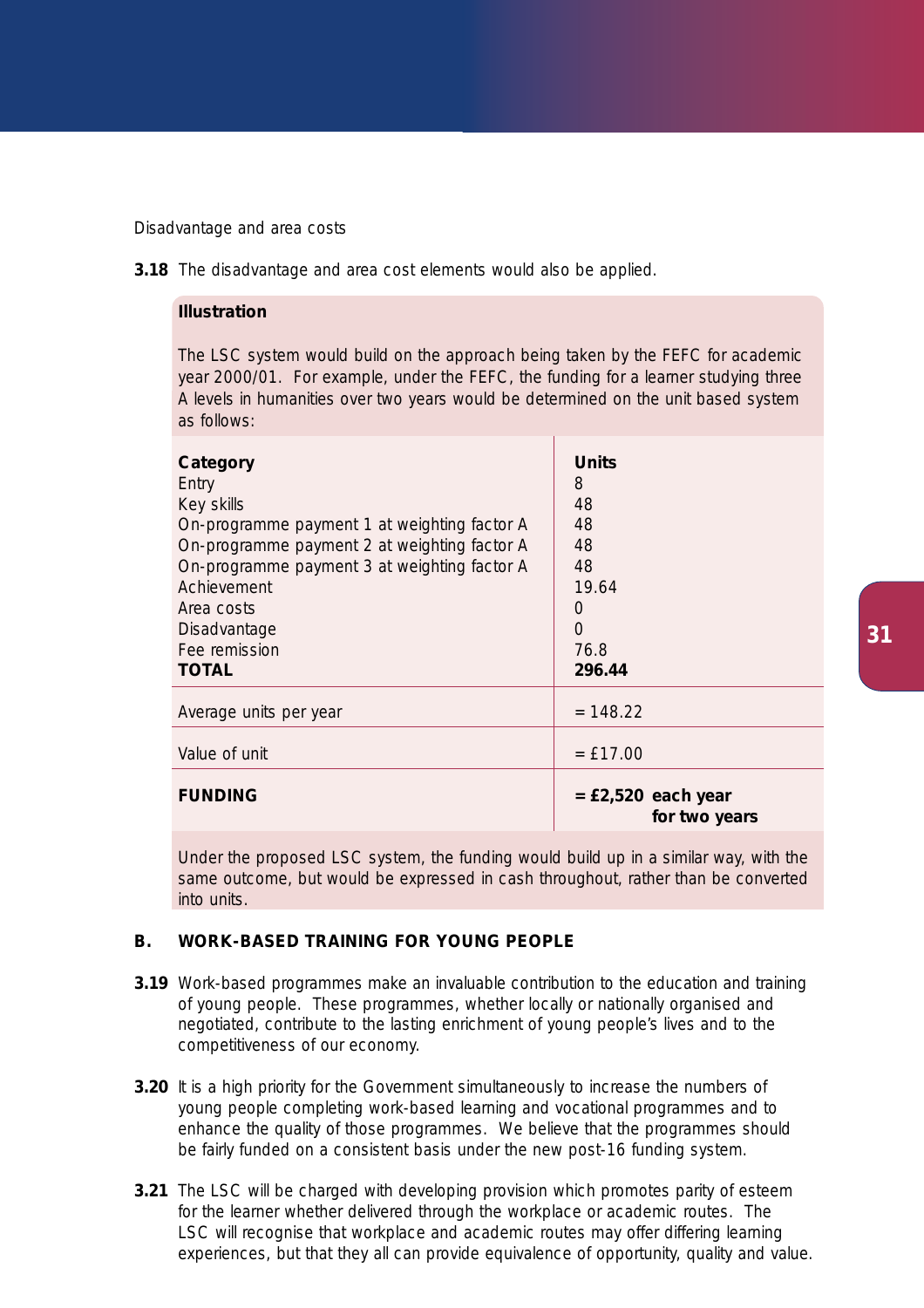Disadvantage and area costs

**3.18** The disadvantage and area cost elements would also be applied.

**Illustration**

The LSC system would build on the approach being taken by the FEFC for academic year 2000/01. For example, under the FEFC, the funding for a learner studying three A levels in humanities over two years would be determined on the unit based system as follows:

| **Category** | **Units** |
|---|---|
| Entry | 8 |
| Key skills | 48 |
| On-programme payment 1 at weighting factor A | 48 |
| On-programme payment 2 at weighting factor A | 48 |
| On-programme payment 3 at weighting factor A | 48 |
| Achievement | 19.64 |
| Area costs | 0 |
| Disadvantage | 0 |
| Fee remission | 76.8 |
| **TOTAL** | **296.44** |
| Average units per year | = 148.22 |
| Value of unit | = £17.00 |
| **FUNDING** | **= £2,520 each year for two years** |

Under the proposed LSC system, the funding would build up in a similar way, with the same outcome, but would be expressed in cash throughout, rather than be converted into units.

## B. WORK-BASED TRAINING FOR YOUNG PEOPLE

**3.19** Work-based programmes make an invaluable contribution to the education and training of young people. These programmes, whether locally or nationally organised and negotiated, contribute to the lasting enrichment of young people's lives and to the competitiveness of our economy.

**3.20** It is a high priority for the Government simultaneously to increase the numbers of young people completing work-based learning and vocational programmes and to enhance the quality of those programmes. We believe that the programmes should be fairly funded on a consistent basis under the new post-16 funding system.

**3.21** The LSC will be charged with developing provision which promotes parity of esteem for the learner whether delivered through the workplace or academic routes. The LSC will recognise that workplace and academic routes may offer differing learning experiences, but that they all can provide equivalence of opportunity, quality and value.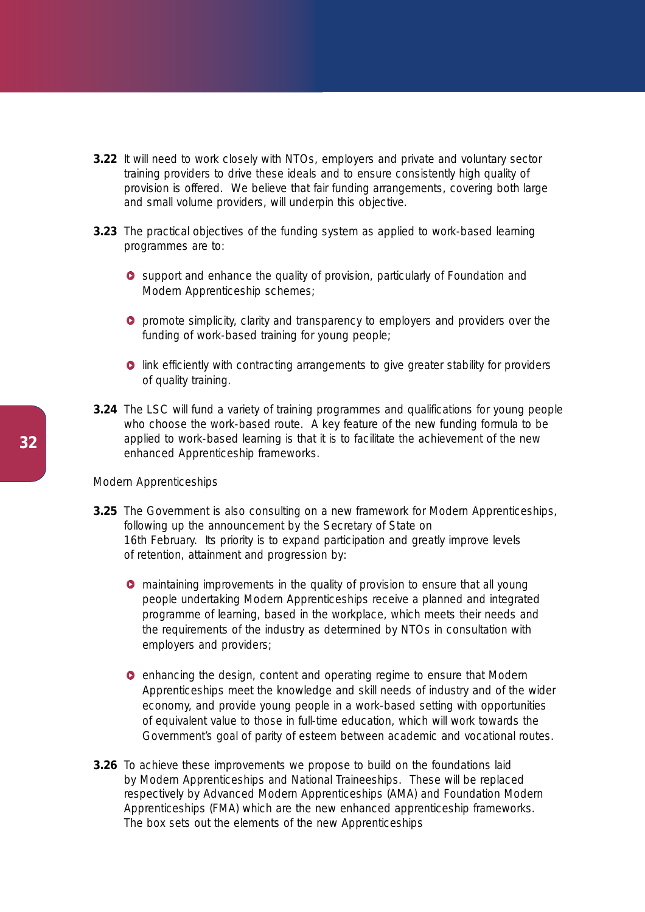**3.22** It will need to work closely with NTOs, employers and private and voluntary sector training providers to drive these ideals and to ensure consistently high quality of provision is offered. We believe that fair funding arrangements, covering both large and small volume providers, will underpin this objective.

**3.23** The practical objectives of the funding system as applied to work-based learning programmes are to:

- support and enhance the quality of provision, particularly of Foundation and Modern Apprenticeship schemes;
- promote simplicity, clarity and transparency to employers and providers over the funding of work-based training for young people;
- link efficiently with contracting arrangements to give greater stability for providers of quality training.

**3.24** The LSC will fund a variety of training programmes and qualifications for young people who choose the work-based route. A key feature of the new funding formula to be applied to work-based learning is that it is to facilitate the achievement of the new enhanced Apprenticeship frameworks.

Modern Apprenticeships

**3.25** The Government is also consulting on a new framework for Modern Apprenticeships, following up the announcement by the Secretary of State on 16th February. Its priority is to expand participation and greatly improve levels of retention, attainment and progression by:

- maintaining improvements in the quality of provision to ensure that all young people undertaking Modern Apprenticeships receive a planned and integrated programme of learning, based in the workplace, which meets their needs and the requirements of the industry as determined by NTOs in consultation with employers and providers;
- enhancing the design, content and operating regime to ensure that Modern Apprenticeships meet the knowledge and skill needs of industry and of the wider economy, and provide young people in a work-based setting with opportunities of equivalent value to those in full-time education, which will work towards the Government's goal of parity of esteem between academic and vocational routes.

**3.26** To achieve these improvements we propose to build on the foundations laid by Modern Apprenticeships and National Traineeships. These will be replaced respectively by Advanced Modern Apprenticeships (AMA) and Foundation Modern Apprenticeships (FMA) which are the new enhanced apprenticeship frameworks. The box sets out the elements of the new Apprenticeships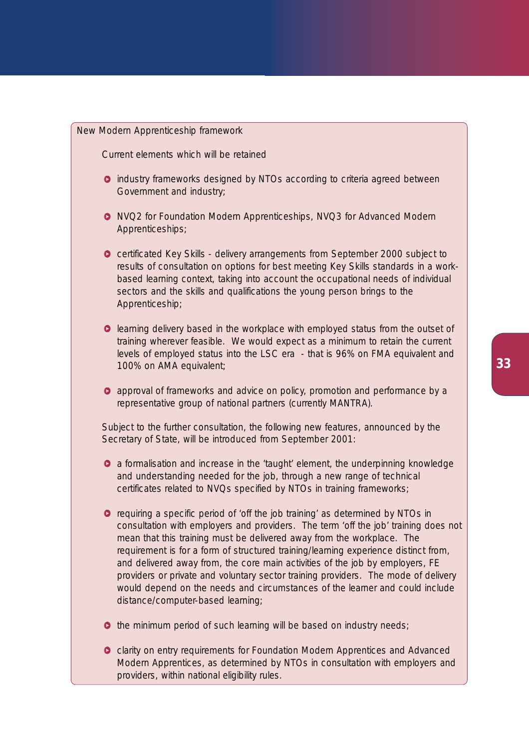New Modern Apprenticeship framework

Current elements which will be retained

- industry frameworks designed by NTOs according to criteria agreed between Government and industry;
- NVQ2 for Foundation Modern Apprenticeships, NVQ3 for Advanced Modern Apprenticeships;
- certificated Key Skills - delivery arrangements from September 2000 subject to results of consultation on options for best meeting Key Skills standards in a work-based learning context, taking into account the occupational needs of individual sectors and the skills and qualifications the young person brings to the Apprenticeship;
- learning delivery based in the workplace with employed status from the outset of training wherever feasible. We would expect as a minimum to retain the current levels of employed status into the LSC era - that is 96% on FMA equivalent and 100% on AMA equivalent;
- approval of frameworks and advice on policy, promotion and performance by a representative group of national partners (currently MANTRA).

Subject to the further consultation, the following new features, announced by the Secretary of State, will be introduced from September 2001:

- a formalisation and increase in the 'taught' element, the underpinning knowledge and understanding needed for the job, through a new range of technical certificates related to NVQs specified by NTOs in training frameworks;
- requiring a specific period of 'off the job training' as determined by NTOs in consultation with employers and providers. The term 'off the job' training does not mean that this training must be delivered away from the workplace. The requirement is for a form of structured training/learning experience distinct from, and delivered away from, the core main activities of the job by employers, FE providers or private and voluntary sector training providers. The mode of delivery would depend on the needs and circumstances of the learner and could include distance/computer-based learning;
- the minimum period of such learning will be based on industry needs;
- clarity on entry requirements for Foundation Modern Apprentices and Advanced Modern Apprentices, as determined by NTOs in consultation with employers and providers, within national eligibility rules.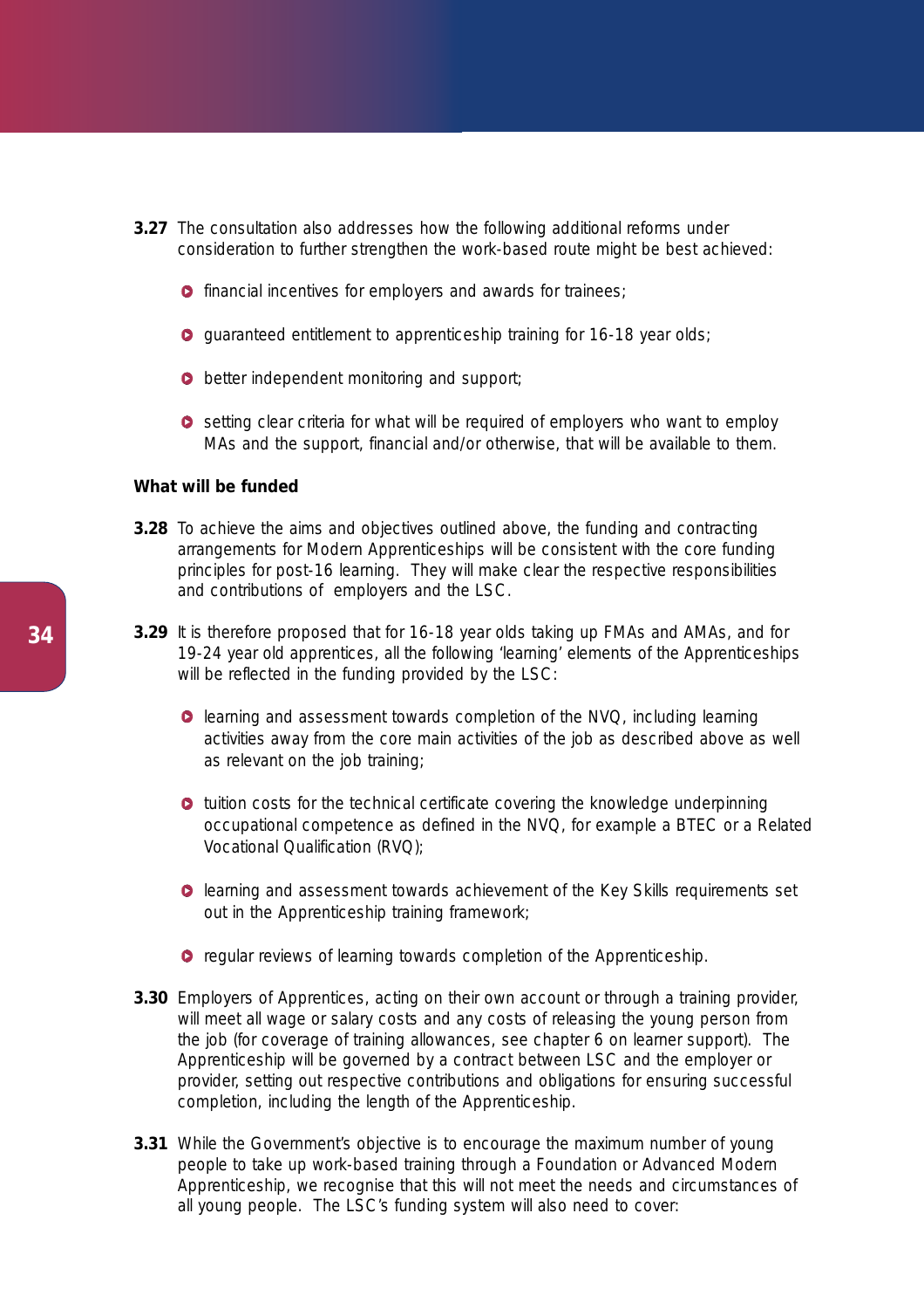**3.27** The consultation also addresses how the following additional reforms under consideration to further strengthen the work-based route might be best achieved:

- financial incentives for employers and awards for trainees;
- guaranteed entitlement to apprenticeship training for 16-18 year olds;
- better independent monitoring and support;
- setting clear criteria for what will be required of employers who want to employ MAs and the support, financial and/or otherwise, that will be available to them.

**What will be funded**

**3.28** To achieve the aims and objectives outlined above, the funding and contracting arrangements for Modern Apprenticeships will be consistent with the core funding principles for post-16 learning. They will make clear the respective responsibilities and contributions of employers and the LSC.

**3.29** It is therefore proposed that for 16-18 year olds taking up FMAs and AMAs, and for 19-24 year old apprentices, all the following 'learning' elements of the Apprenticeships will be reflected in the funding provided by the LSC:

- learning and assessment towards completion of the NVQ, including learning activities away from the core main activities of the job as described above as well as relevant on the job training;
- tuition costs for the technical certificate covering the knowledge underpinning occupational competence as defined in the NVQ, for example a BTEC or a Related Vocational Qualification (RVQ);
- learning and assessment towards achievement of the Key Skills requirements set out in the Apprenticeship training framework;
- regular reviews of learning towards completion of the Apprenticeship.

**3.30** Employers of Apprentices, acting on their own account or through a training provider, will meet all wage or salary costs and any costs of releasing the young person from the job (for coverage of training allowances, see chapter 6 on learner support). The Apprenticeship will be governed by a contract between LSC and the employer or provider, setting out respective contributions and obligations for ensuring successful completion, including the length of the Apprenticeship.

**3.31** While the Government's objective is to encourage the maximum number of young people to take up work-based training through a Foundation or Advanced Modern Apprenticeship, we recognise that this will not meet the needs and circumstances of all young people. The LSC's funding system will also need to cover: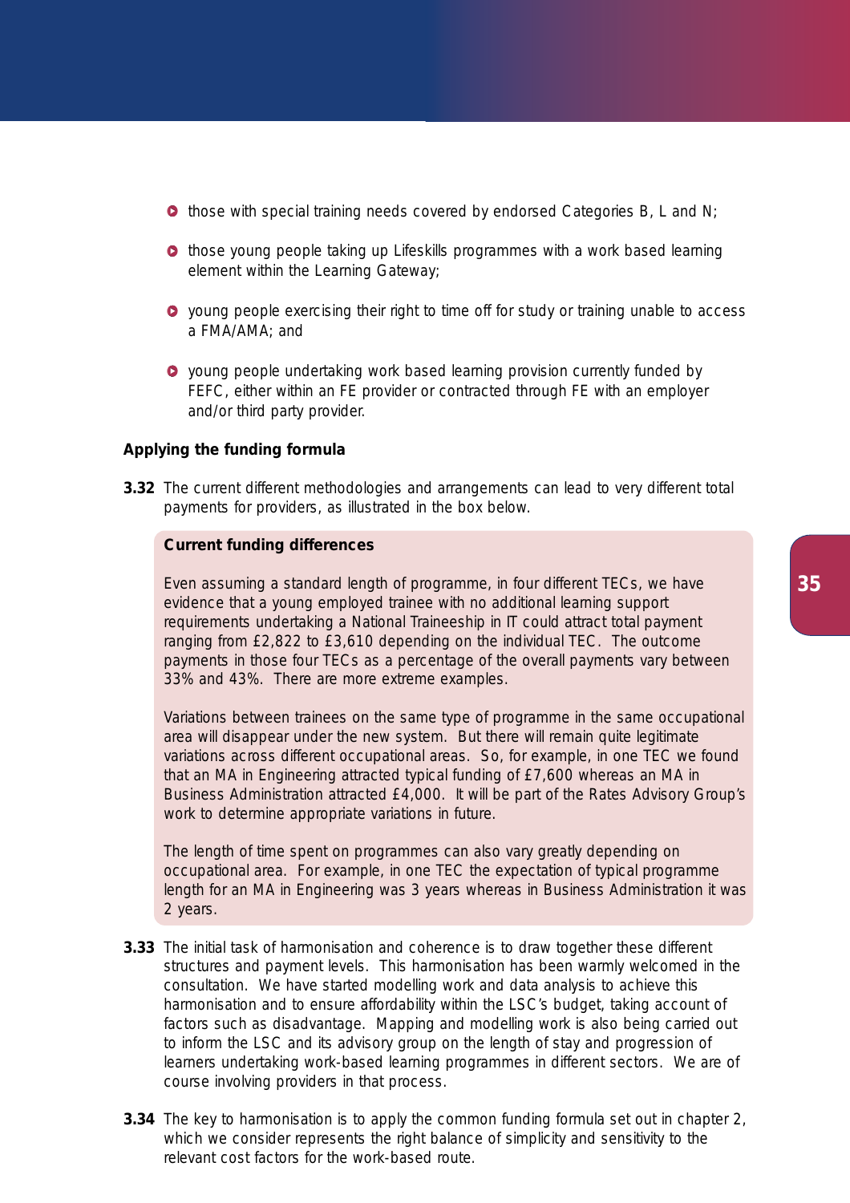- those with special training needs covered by endorsed Categories B, L and N;
- those young people taking up Lifeskills programmes with a work based learning element within the Learning Gateway;
- young people exercising their right to time off for study or training unable to access a FMA/AMA; and
- young people undertaking work based learning provision currently funded by FEFC, either within an FE provider or contracted through FE with an employer and/or third party provider.

**Applying the funding formula**

**3.32** The current different methodologies and arrangements can lead to very different total payments for providers, as illustrated in the box below.

> **Current funding differences**
>
> Even assuming a standard length of programme, in four different TECs, we have evidence that a young employed trainee with no additional learning support requirements undertaking a National Traineeship in IT could attract total payment ranging from £2,822 to £3,610 depending on the individual TEC. The outcome payments in those four TECs as a percentage of the overall payments vary between 33% and 43%. There are more extreme examples.
>
> Variations between trainees on the same type of programme in the same occupational area will disappear under the new system. But there will remain quite legitimate variations across different occupational areas. So, for example, in one TEC we found that an MA in Engineering attracted typical funding of £7,600 whereas an MA in Business Administration attracted £4,000. It will be part of the Rates Advisory Group's work to determine appropriate variations in future.
>
> The length of time spent on programmes can also vary greatly depending on occupational area. For example, in one TEC the expectation of typical programme length for an MA in Engineering was 3 years whereas in Business Administration it was 2 years.

**3.33** The initial task of harmonisation and coherence is to draw together these different structures and payment levels. This harmonisation has been warmly welcomed in the consultation. We have started modelling work and data analysis to achieve this harmonisation and to ensure affordability within the LSC's budget, taking account of factors such as disadvantage. Mapping and modelling work is also being carried out to inform the LSC and its advisory group on the length of stay and progression of learners undertaking work-based learning programmes in different sectors. We are of course involving providers in that process.

**3.34** The key to harmonisation is to apply the common funding formula set out in chapter 2, which we consider represents the right balance of simplicity and sensitivity to the relevant cost factors for the work-based route.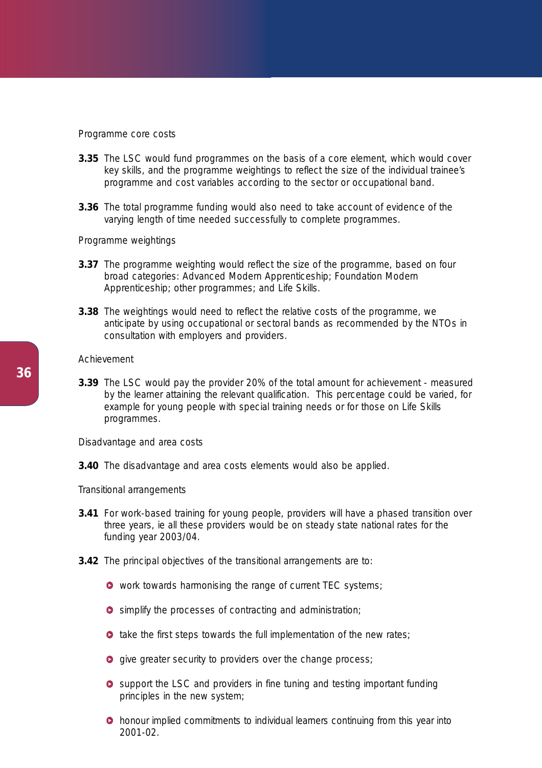Programme core costs

**3.35** The LSC would fund programmes on the basis of a core element, which would cover key skills, and the programme weightings to reflect the size of the individual trainee's programme and cost variables according to the sector or occupational band.

**3.36** The total programme funding would also need to take account of evidence of the varying length of time needed successfully to complete programmes.

Programme weightings

**3.37** The programme weighting would reflect the size of the programme, based on four broad categories: Advanced Modern Apprenticeship; Foundation Modern Apprenticeship; other programmes; and Life Skills.

**3.38** The weightings would need to reflect the relative costs of the programme, we anticipate by using occupational or sectoral bands as recommended by the NTOs in consultation with employers and providers.

Achievement

**3.39** The LSC would pay the provider 20% of the total amount for achievement - measured by the learner attaining the relevant qualification. This percentage could be varied, for example for young people with special training needs or for those on Life Skills programmes.

Disadvantage and area costs

**3.40** The disadvantage and area costs elements would also be applied.

Transitional arrangements

**3.41** For work-based training for young people, providers will have a phased transition over three years, ie all these providers would be on steady state national rates for the funding year 2003/04.

**3.42** The principal objectives of the transitional arrangements are to:

- work towards harmonising the range of current TEC systems;
- simplify the processes of contracting and administration;
- take the first steps towards the full implementation of the new rates;
- give greater security to providers over the change process;
- support the LSC and providers in fine tuning and testing important funding principles in the new system;
- honour implied commitments to individual learners continuing from this year into 2001-02.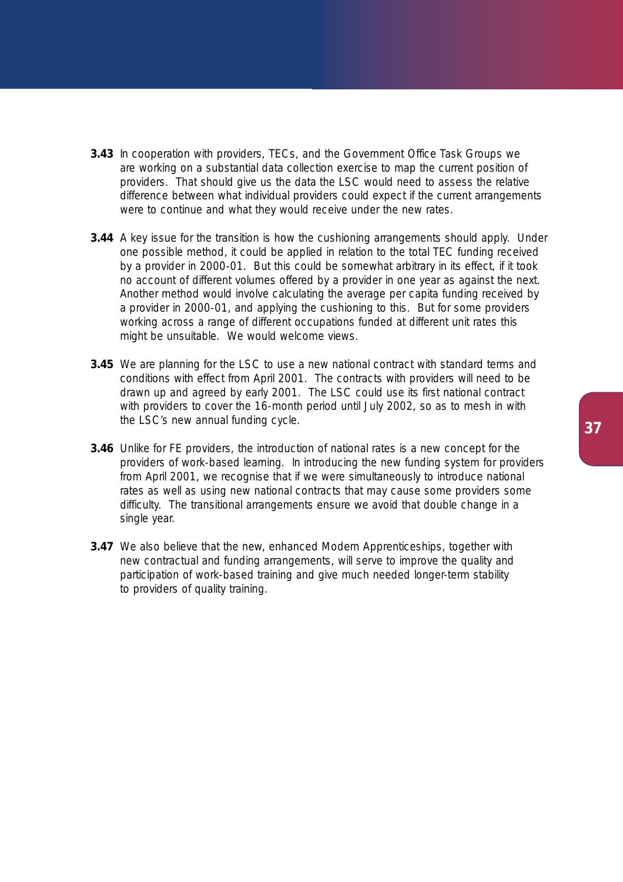**3.43** In cooperation with providers, TECs, and the Government Office Task Groups we are working on a substantial data collection exercise to map the current position of providers. That should give us the data the LSC would need to assess the relative difference between what individual providers could expect if the current arrangements were to continue and what they would receive under the new rates.

**3.44** A key issue for the transition is how the cushioning arrangements should apply. Under one possible method, it could be applied in relation to the total TEC funding received by a provider in 2000-01. But this could be somewhat arbitrary in its effect, if it took no account of different volumes offered by a provider in one year as against the next. Another method would involve calculating the average per capita funding received by a provider in 2000-01, and applying the cushioning to this. But for some providers working across a range of different occupations funded at different unit rates this might be unsuitable. We would welcome views.

**3.45** We are planning for the LSC to use a new national contract with standard terms and conditions with effect from April 2001. The contracts with providers will need to be drawn up and agreed by early 2001. The LSC could use its first national contract with providers to cover the 16-month period until July 2002, so as to mesh in with the LSC's new annual funding cycle.

**3.46** Unlike for FE providers, the introduction of national rates is a new concept for the providers of work-based learning. In introducing the new funding system for providers from April 2001, we recognise that if we were simultaneously to introduce national rates as well as using new national contracts that may cause some providers some difficulty. The transitional arrangements ensure we avoid that double change in a single year.

**3.47** We also believe that the new, enhanced Modern Apprenticeships, together with new contractual and funding arrangements, will serve to improve the quality and participation of work-based training and give much needed longer-term stability to providers of quality training.